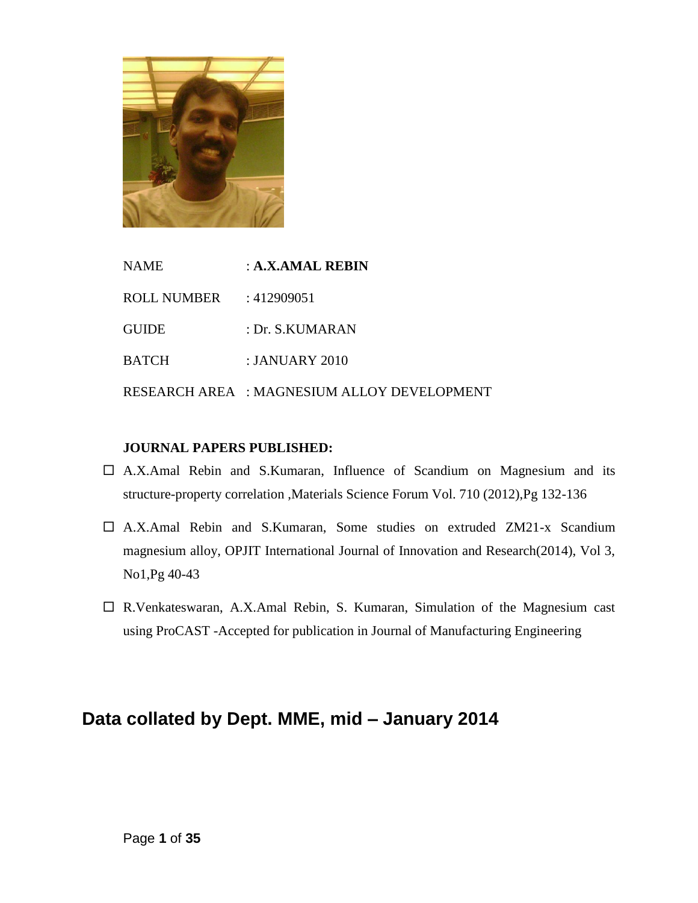NAME : **A.X.AMAL REBIN**

ROLL NUMBER : 412909051

GUIDE : Dr. S.KUMARAN

BATCH : JANUARY 2010

RESEARCH AREA : MAGNESIUM ALLOY DEVELOPMENT

**JOURNAL PAPERS PUBLISHED:**

- A.X.Amal Rebin and S.Kumaran, Influence of Scandium on Magnesium and its structure-property correlation ,Materials Science Forum Vol. 710 (2012),Pg 132-136
- A.X.Amal Rebin and S.Kumaran, Some studies on extruded ZM21-x Scandium magnesium alloy, OPJIT International Journal of Innovation and Research(2014), Vol 3, No1,Pg 40-43
- R.Venkateswaran, A.X.Amal Rebin, S. Kumaran, Simulation of the Magnesium cast using ProCAST -Accepted for publication in Journal of Manufacturing Engineering

## Data collated by Dept. MME, mid – January 2014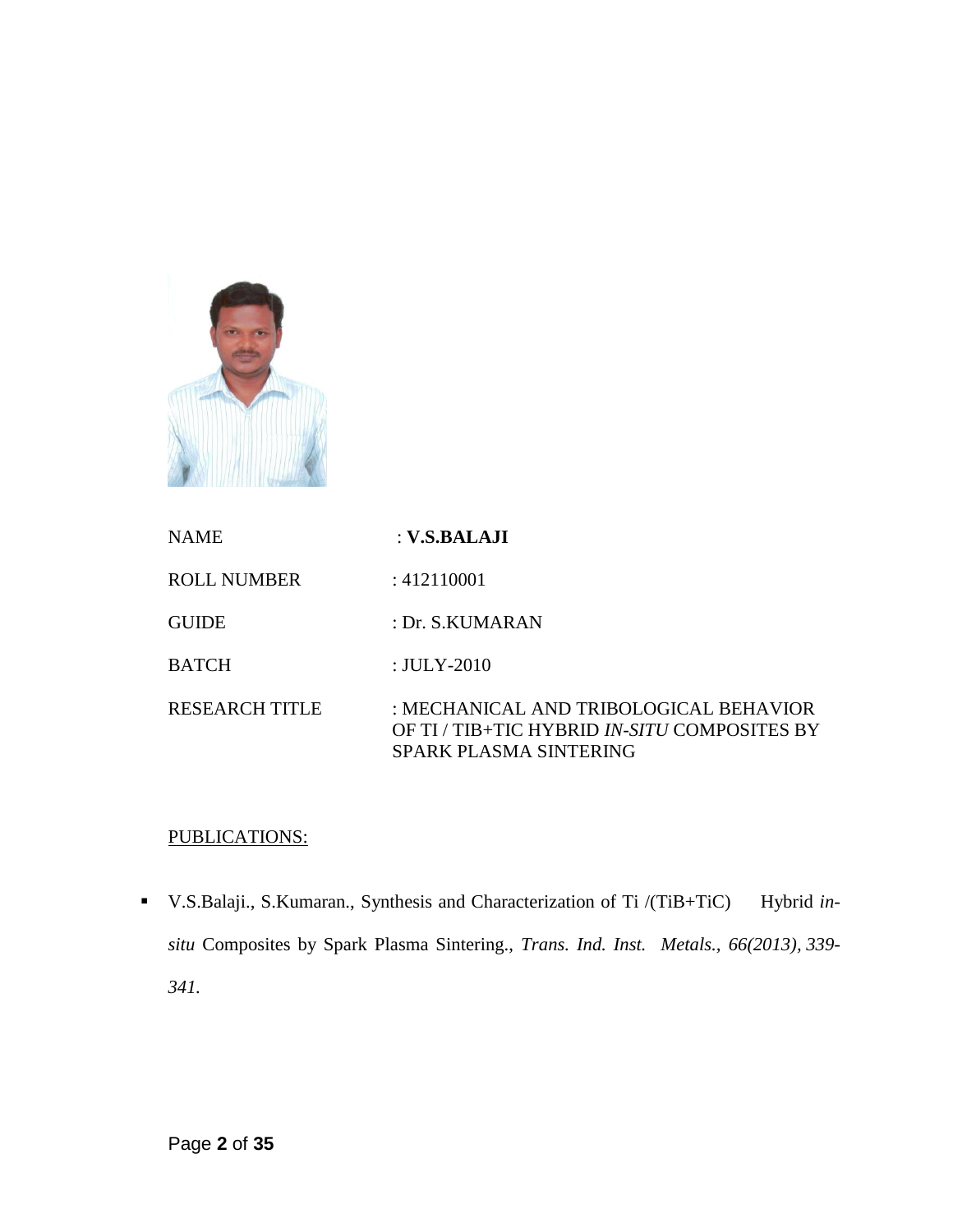| | |
|---|---|
| NAME | : **V.S.BALAJI** |
| ROLL NUMBER | : 412110001 |
| GUIDE | : Dr. S.KUMARAN |
| BATCH | : JULY-2010 |
| RESEARCH TITLE | : MECHANICAL AND TRIBOLOGICAL BEHAVIOR OF TI / TIB+TIC HYBRID *IN-SITU* COMPOSITES BY SPARK PLASMA SINTERING |

PUBLICATIONS:

- V.S.Balaji., S.Kumaran., Synthesis and Characterization of Ti /(TiB+TiC) Hybrid *in-situ* Composites by Spark Plasma Sintering., *Trans. Ind. Inst. Metals., 66(2013), 339-341.*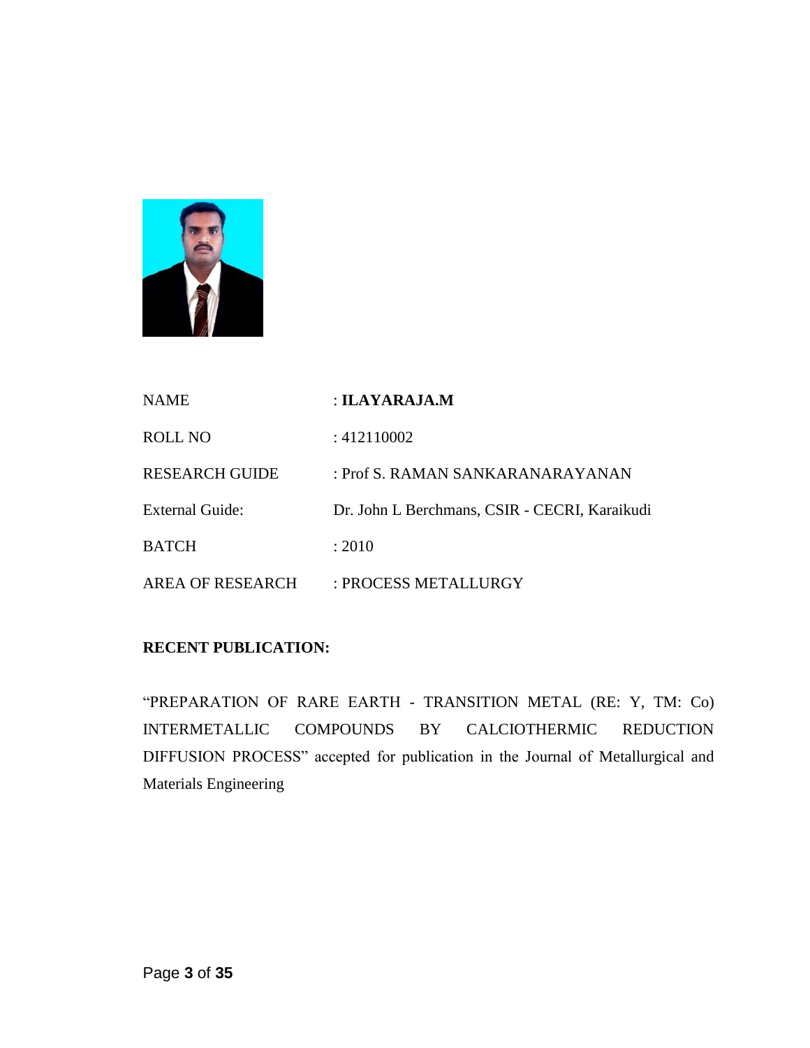| | |
|---|---|
| NAME | : **ILAYARAJA.M** |
| ROLL NO | : 412110002 |
| RESEARCH GUIDE | : Prof S. RAMAN SANKARANARAYANAN |
| External Guide: | Dr. John L Berchmans, CSIR - CECRI, Karaikudi |
| BATCH | : 2010 |
| AREA OF RESEARCH | : PROCESS METALLURGY |

**RECENT PUBLICATION:**

"PREPARATION OF RARE EARTH - TRANSITION METAL (RE: Y, TM: Co) INTERMETALLIC COMPOUNDS BY CALCIOTHERMIC REDUCTION DIFFUSION PROCESS" accepted for publication in the Journal of Metallurgical and Materials Engineering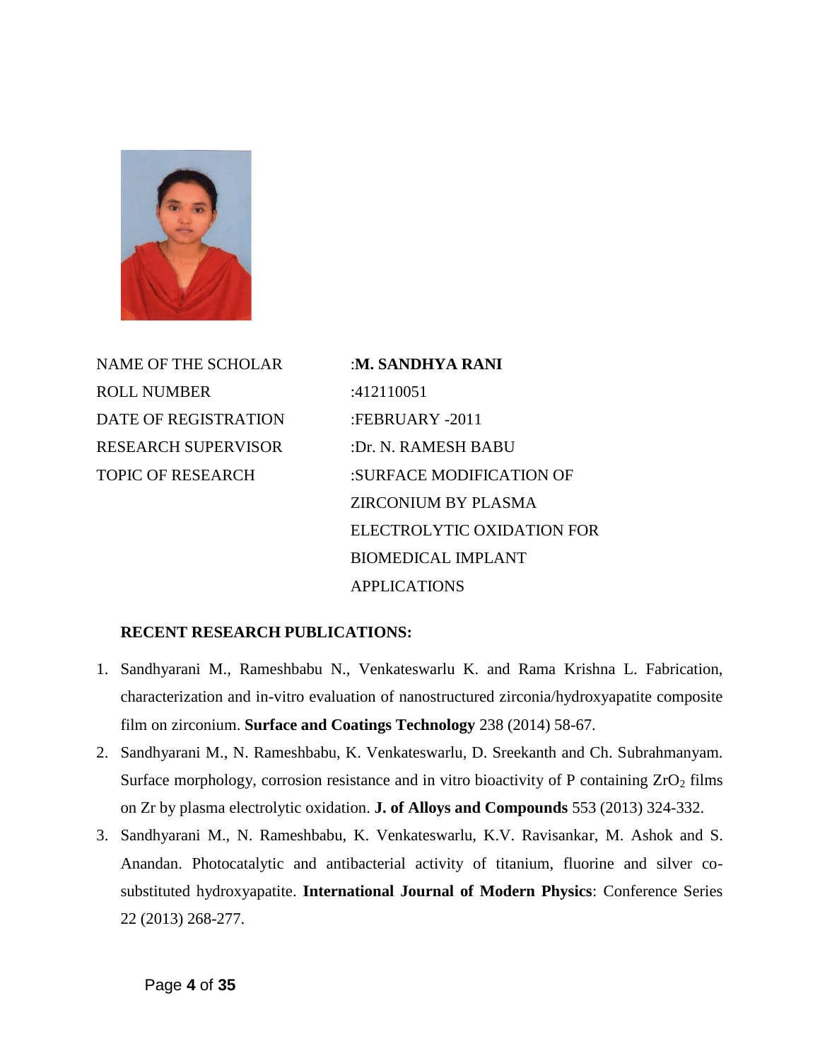| | |
|---|---|
| NAME OF THE SCHOLAR | :**M. SANDHYA RANI** |
| ROLL NUMBER | :412110051 |
| DATE OF REGISTRATION | :FEBRUARY -2011 |
| RESEARCH SUPERVISOR | :Dr. N. RAMESH BABU |
| TOPIC OF RESEARCH | :SURFACE MODIFICATION OF ZIRCONIUM BY PLASMA ELECTROLYTIC OXIDATION FOR BIOMEDICAL IMPLANT APPLICATIONS |

**RECENT RESEARCH PUBLICATIONS:**

1. Sandhyarani M., Rameshbabu N., Venkateswarlu K. and Rama Krishna L. Fabrication, characterization and in-vitro evaluation of nanostructured zirconia/hydroxyapatite composite film on zirconium. **Surface and Coatings Technology** 238 (2014) 58-67.
2. Sandhyarani M., N. Rameshbabu, K. Venkateswarlu, D. Sreekanth and Ch. Subrahmanyam. Surface morphology, corrosion resistance and in vitro bioactivity of P containing $ZrO_2$ films on Zr by plasma electrolytic oxidation. **J. of Alloys and Compounds** 553 (2013) 324-332.
3. Sandhyarani M., N. Rameshbabu, K. Venkateswarlu, K.V. Ravisankar, M. Ashok and S. Anandan. Photocatalytic and antibacterial activity of titanium, fluorine and silver co-substituted hydroxyapatite. **International Journal of Modern Physics**: Conference Series 22 (2013) 268-277.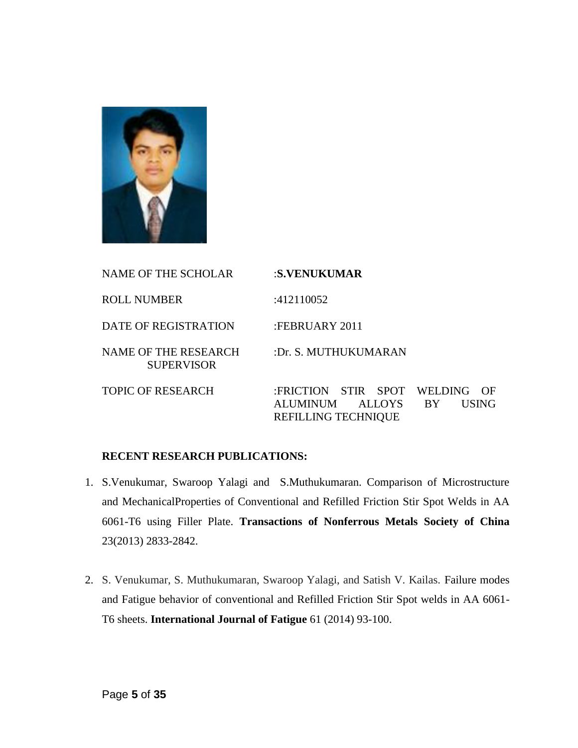| | |
|---|---|
| NAME OF THE SCHOLAR | :**S.VENUKUMAR** |
| ROLL NUMBER | :412110052 |
| DATE OF REGISTRATION | :FEBRUARY 2011 |
| NAME OF THE RESEARCH SUPERVISOR | :Dr. S. MUTHUKUMARAN |
| TOPIC OF RESEARCH | :FRICTION STIR SPOT WELDING OF ALUMINUM ALLOYS BY USING REFILLING TECHNIQUE |

**RECENT RESEARCH PUBLICATIONS:**

1. S.Venukumar, Swaroop Yalagi and S.Muthukumaran. Comparison of Microstructure and MechanicalProperties of Conventional and Refilled Friction Stir Spot Welds in AA 6061-T6 using Filler Plate. **Transactions of Nonferrous Metals Society of China** 23(2013) 2833-2842.

2. S. Venukumar, S. Muthukumaran, Swaroop Yalagi, and Satish V. Kailas. Failure modes and Fatigue behavior of conventional and Refilled Friction Stir Spot welds in AA 6061-T6 sheets. **International Journal of Fatigue** 61 (2014) 93-100.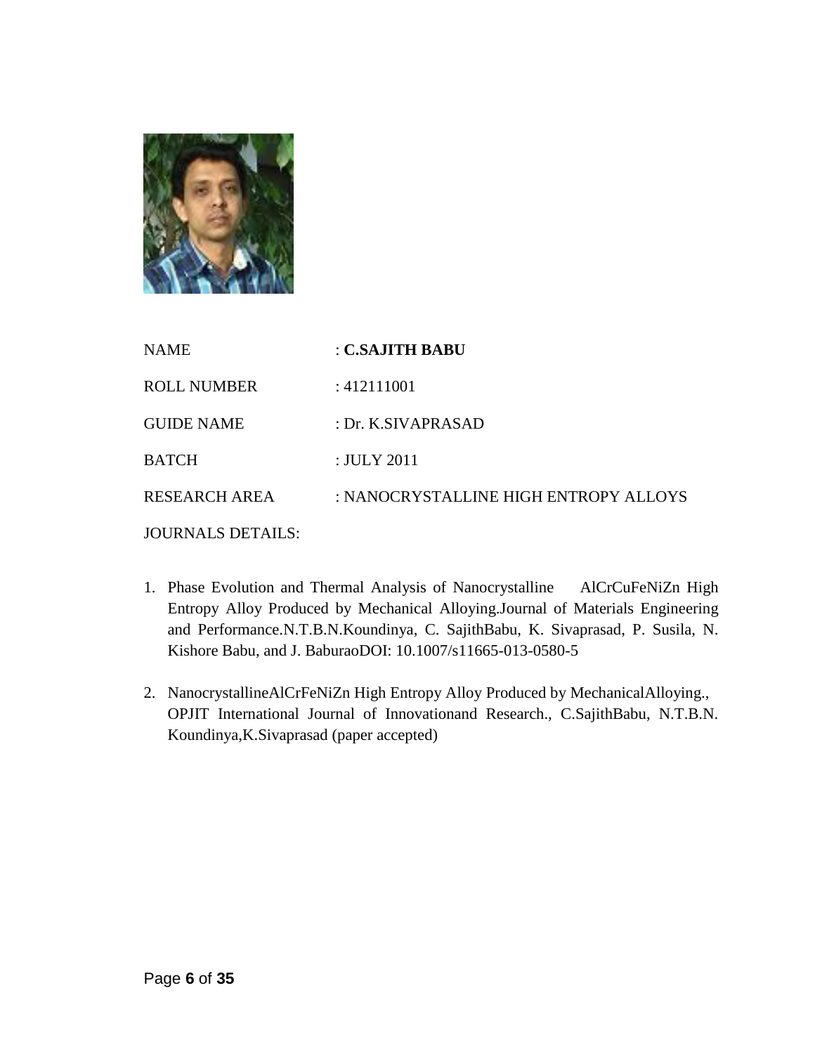NAME : **C.SAJITH BABU**

ROLL NUMBER : 412111001

GUIDE NAME : Dr. K.SIVAPRASAD

BATCH : JULY 2011

RESEARCH AREA : NANOCRYSTALLINE HIGH ENTROPY ALLOYS

JOURNALS DETAILS:

1. Phase Evolution and Thermal Analysis of Nanocrystalline AlCrCuFeNiZn High Entropy Alloy Produced by Mechanical Alloying.Journal of Materials Engineering and Performance.N.T.B.N.Koundinya, C. SajithBabu, K. Sivaprasad, P. Susila, N. Kishore Babu, and J. BaburaoDOI: 10.1007/s11665-013-0580-5

2. NanocrystallineAlCrFeNiZn High Entropy Alloy Produced by MechanicalAlloying., OPJIT International Journal of Innovationand Research., C.SajithBabu, N.T.B.N. Koundinya,K.Sivaprasad (paper accepted)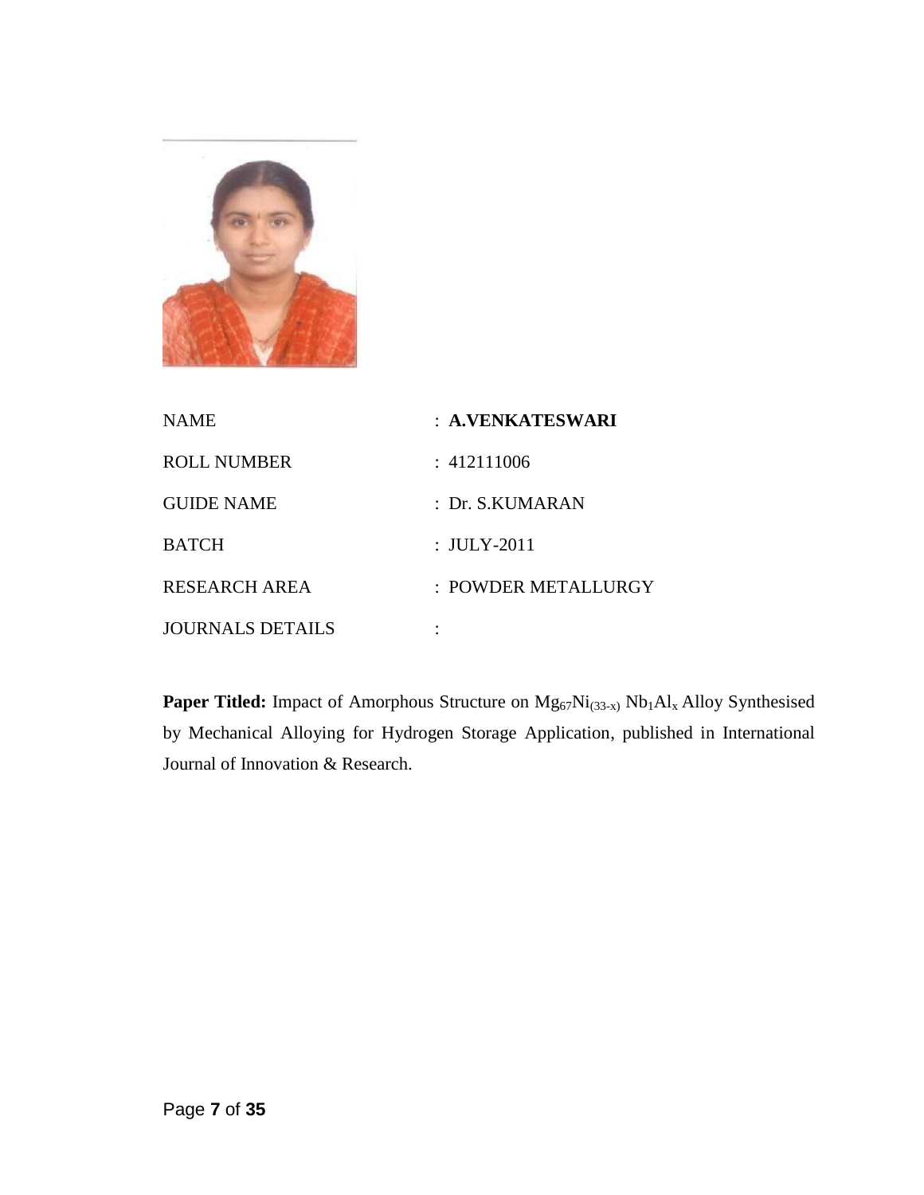| | |
|---|---|
| NAME | : **A.VENKATESWARI** |
| ROLL NUMBER | : 412111006 |
| GUIDE NAME | : Dr. S.KUMARAN |
| BATCH | : JULY-2011 |
| RESEARCH AREA | : POWDER METALLURGY |
| JOURNALS DETAILS | : |

**Paper Titled:** Impact of Amorphous Structure on $Mg_{67}Ni_{(33-x)}$ $Nb_1Al_x$ Alloy Synthesised by Mechanical Alloying for Hydrogen Storage Application, published in International Journal of Innovation & Research.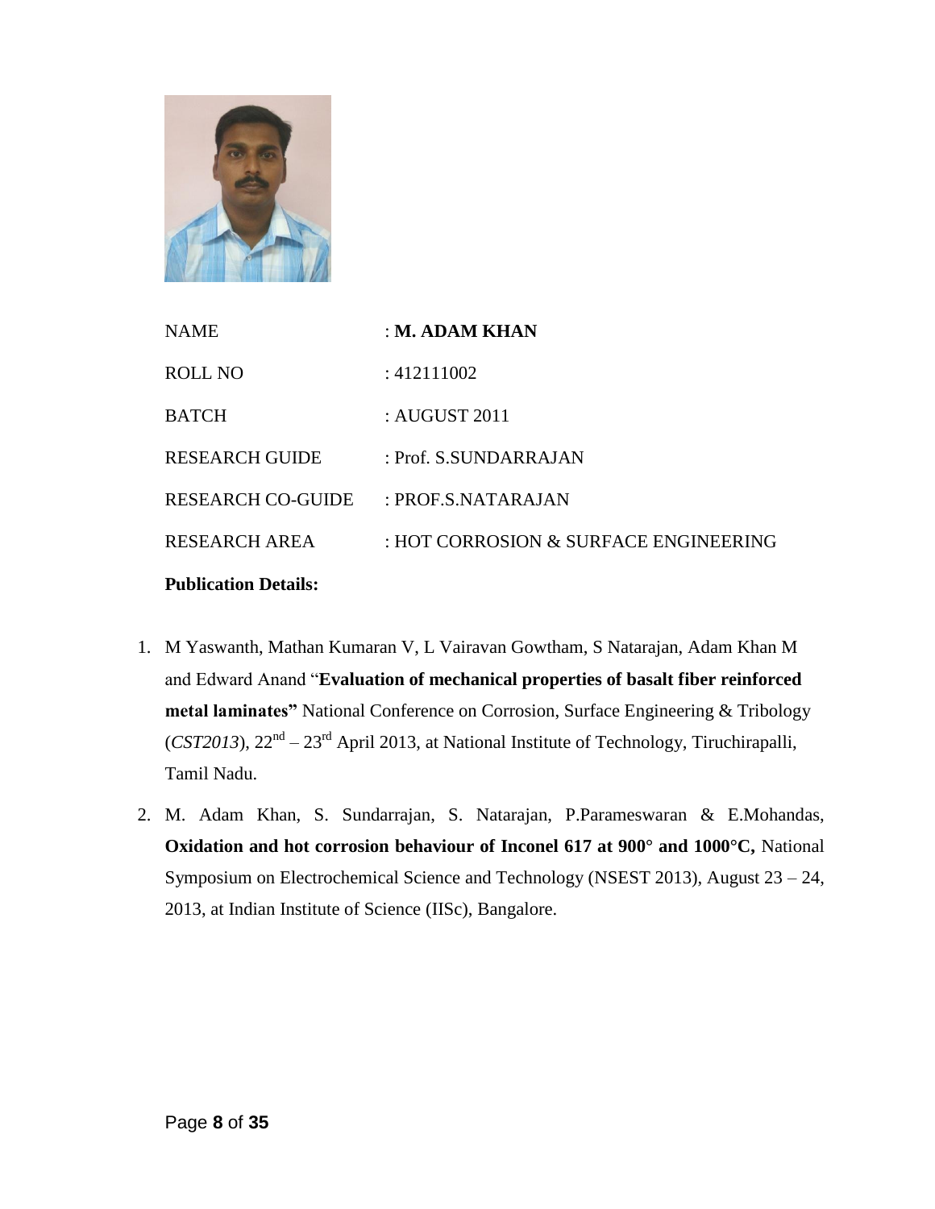| | |
|---|---|
| NAME | : **M. ADAM KHAN** |
| ROLL NO | : 412111002 |
| BATCH | : AUGUST 2011 |
| RESEARCH GUIDE | : Prof. S.SUNDARRAJAN |
| RESEARCH CO-GUIDE | : PROF.S.NATARAJAN |
| RESEARCH AREA | : HOT CORROSION & SURFACE ENGINEERING |

**Publication Details:**

1. M Yaswanth, Mathan Kumaran V, L Vairavan Gowtham, S Natarajan, Adam Khan M and Edward Anand "**Evaluation of mechanical properties of basalt fiber reinforced metal laminates"** National Conference on Corrosion, Surface Engineering & Tribology (*CST2013*), 22nd – 23rd April 2013, at National Institute of Technology, Tiruchirapalli, Tamil Nadu.
2. M. Adam Khan, S. Sundarrajan, S. Natarajan, P.Parameswaran & E.Mohandas, **Oxidation and hot corrosion behaviour of Inconel 617 at 900° and 1000°C,** National Symposium on Electrochemical Science and Technology (NSEST 2013), August 23 – 24, 2013, at Indian Institute of Science (IISc), Bangalore.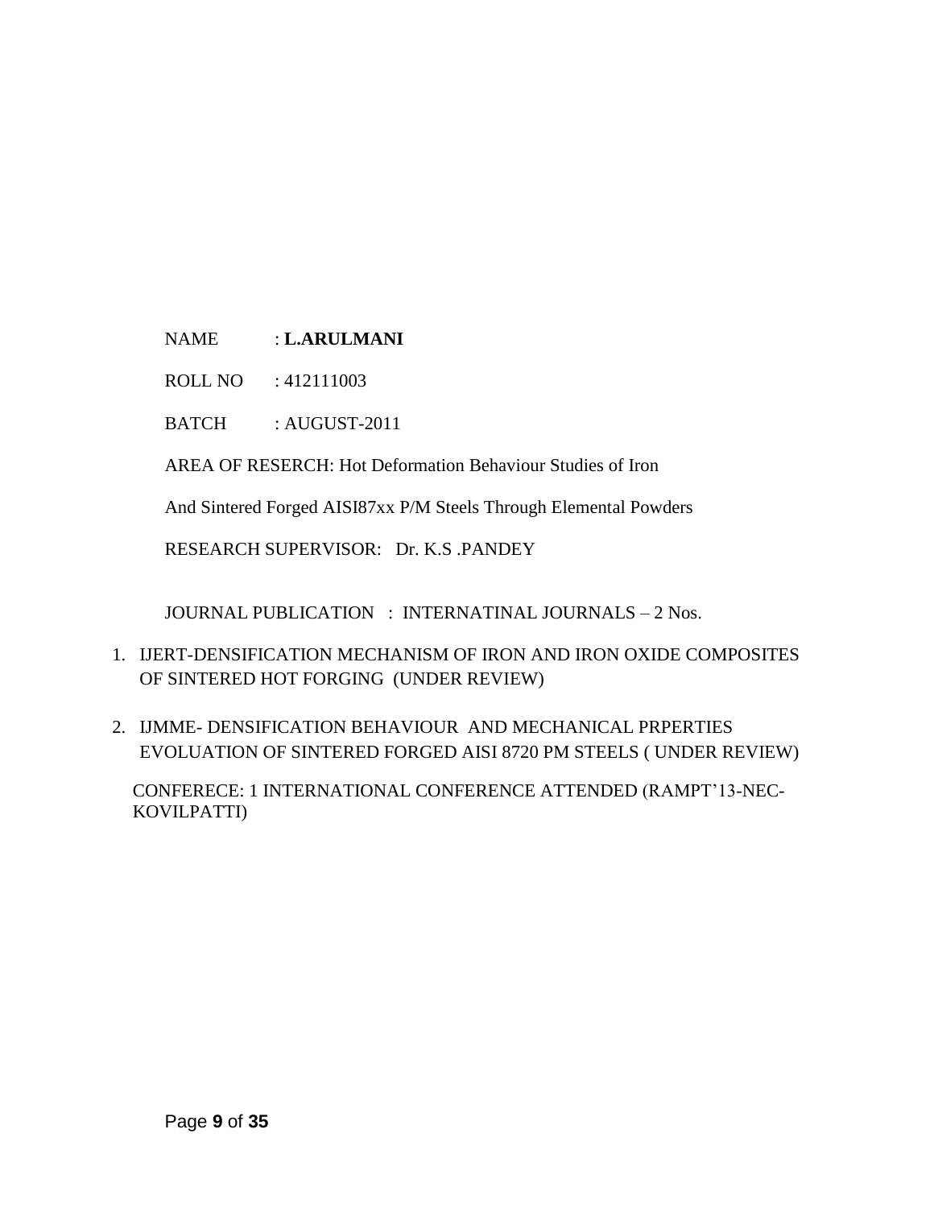NAME : **L.ARULMANI**

ROLL NO : 412111003

BATCH : AUGUST-2011

AREA OF RESERCH: Hot Deformation Behaviour Studies of Iron And Sintered Forged AISI87xx P/M Steels Through Elemental Powders

RESEARCH SUPERVISOR: Dr. K.S .PANDEY

JOURNAL PUBLICATION : INTERNATINAL JOURNALS – 2 Nos.

1. IJERT-DENSIFICATION MECHANISM OF IRON AND IRON OXIDE COMPOSITES OF SINTERED HOT FORGING (UNDER REVIEW)
2. IJMME- DENSIFICATION BEHAVIOUR AND MECHANICAL PRPERTIES EVOLUATION OF SINTERED FORGED AISI 8720 PM STEELS ( UNDER REVIEW)

CONFERECE: 1 INTERNATIONAL CONFERENCE ATTENDED (RAMPT'13-NEC-KOVILPATTI)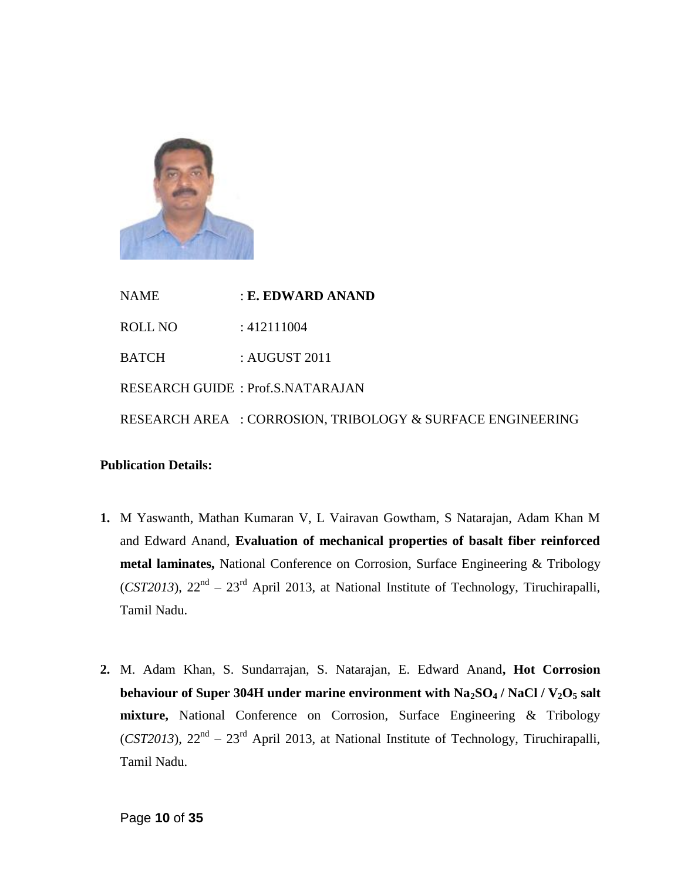NAME : **E. EDWARD ANAND**

ROLL NO : 412111004

BATCH : AUGUST 2011

RESEARCH GUIDE : Prof.S.NATARAJAN

RESEARCH AREA : CORROSION, TRIBOLOGY & SURFACE ENGINEERING

**Publication Details:**

1. M Yaswanth, Mathan Kumaran V, L Vairavan Gowtham, S Natarajan, Adam Khan M and Edward Anand, **Evaluation of mechanical properties of basalt fiber reinforced metal laminates,** National Conference on Corrosion, Surface Engineering & Tribology (*CST2013*), 22nd – 23rd April 2013, at National Institute of Technology, Tiruchirapalli, Tamil Nadu.

2. M. Adam Khan, S. Sundarrajan, S. Natarajan, E. Edward Anand**, Hot Corrosion behaviour of Super 304H under marine environment with $Na_2SO_4$ / NaCl / $V_2O_5$ salt mixture,** National Conference on Corrosion, Surface Engineering & Tribology (*CST2013*), 22nd – 23rd April 2013, at National Institute of Technology, Tiruchirapalli, Tamil Nadu.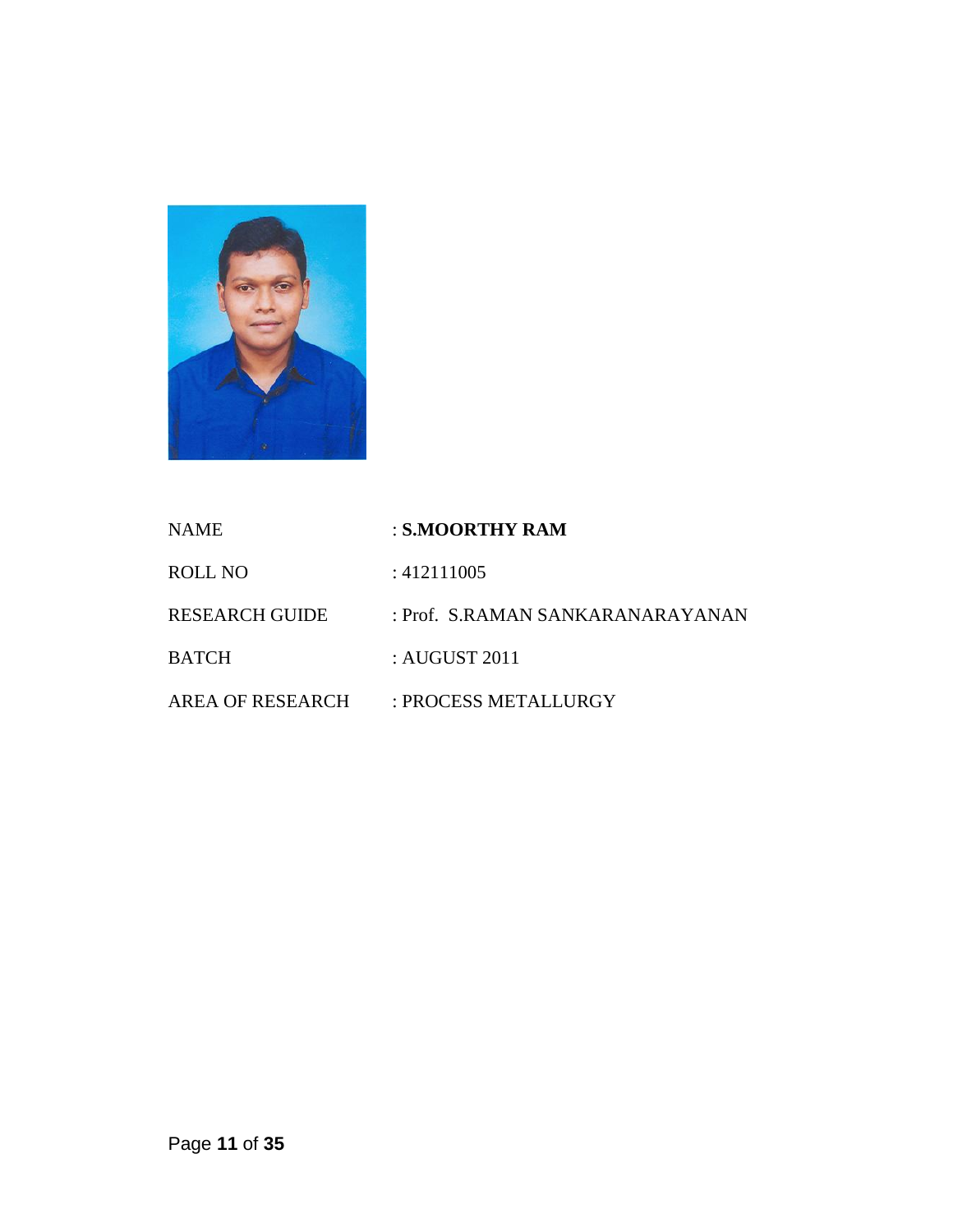| | |
|---|---|
| NAME | : **S.MOORTHY RAM** |
| ROLL NO | : 412111005 |
| RESEARCH GUIDE | : Prof. S.RAMAN SANKARANARAYANAN |
| BATCH | : AUGUST 2011 |
| AREA OF RESEARCH | : PROCESS METALLURGY |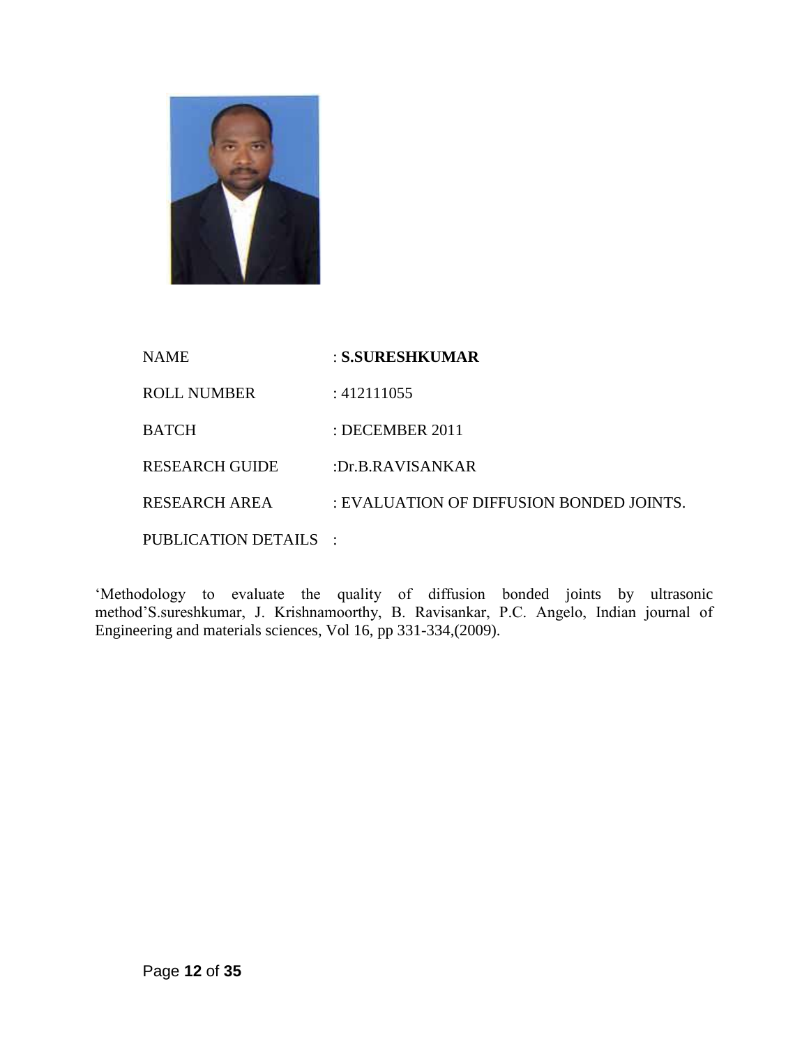| | |
|---|---|
| NAME | : **S.SURESHKUMAR** |
| ROLL NUMBER | : 412111055 |
| BATCH | : DECEMBER 2011 |
| RESEARCH GUIDE | :Dr.B.RAVISANKAR |
| RESEARCH AREA | : EVALUATION OF DIFFUSION BONDED JOINTS. |
| PUBLICATION DETAILS | : |

'Methodology to evaluate the quality of diffusion bonded joints by ultrasonic method'S.sureshkumar, J. Krishnamoorthy, B. Ravisankar, P.C. Angelo, Indian journal of Engineering and materials sciences, Vol 16, pp 331-334,(2009).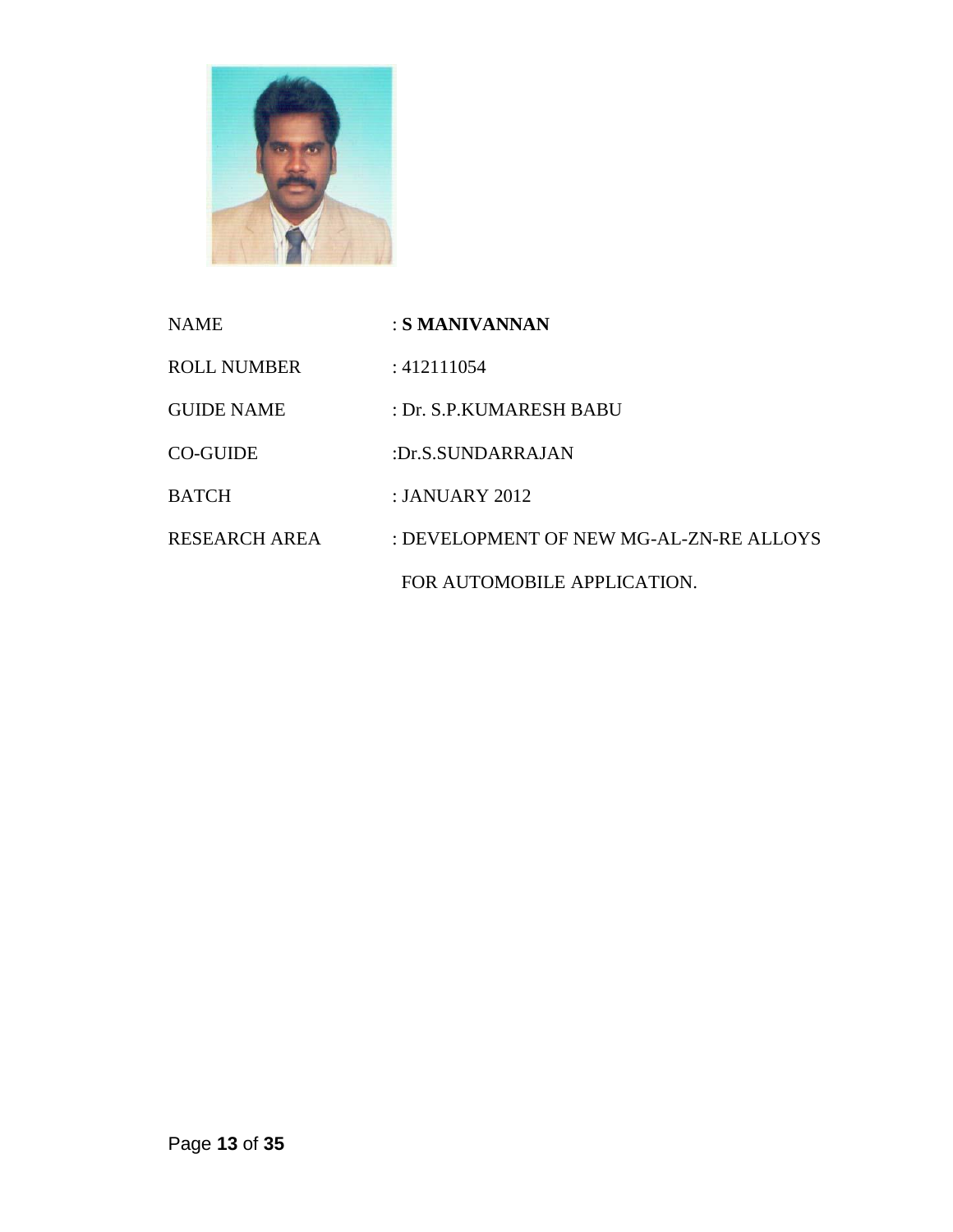| | |
|---|---|
| NAME | : **S MANIVANNAN** |
| ROLL NUMBER | : 412111054 |
| GUIDE NAME | : Dr. S.P.KUMARESH BABU |
| CO-GUIDE | :Dr.S.SUNDARRAJAN |
| BATCH | : JANUARY 2012 |
| RESEARCH AREA | : DEVELOPMENT OF NEW MG-AL-ZN-RE ALLOYS FOR AUTOMOBILE APPLICATION. |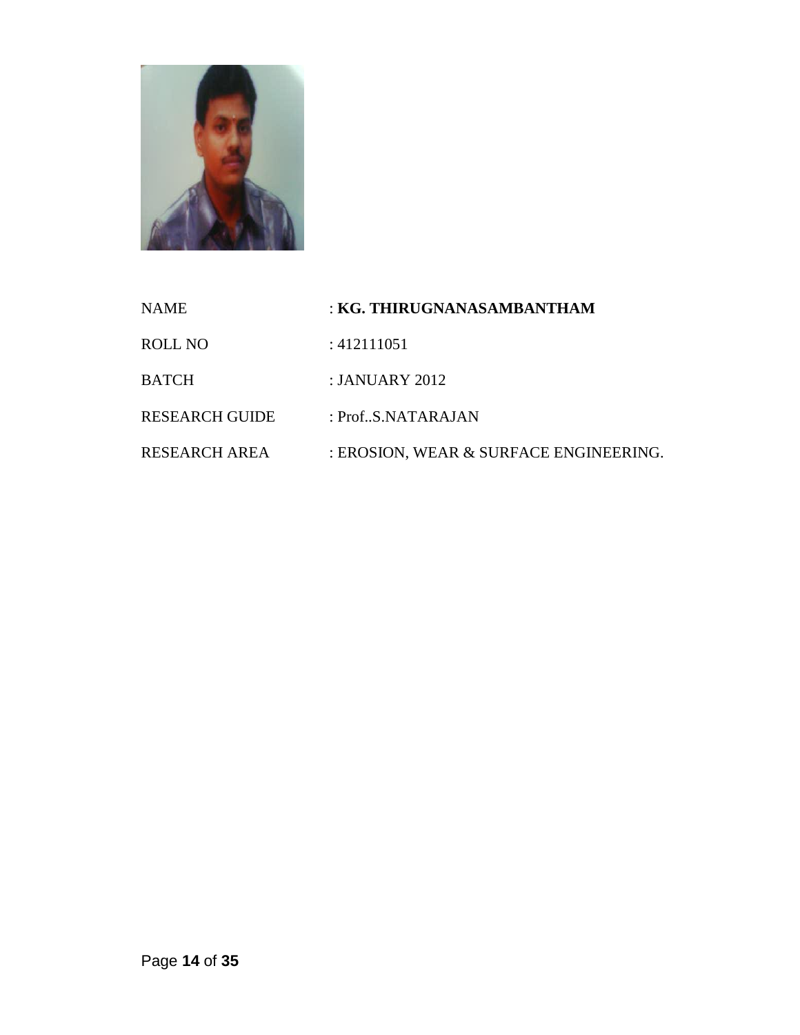| | |
|---|---|
| NAME | : **KG. THIRUGNANASAMBANTHAM** |
| ROLL NO | : 412111051 |
| BATCH | : JANUARY 2012 |
| RESEARCH GUIDE | : Prof..S.NATARAJAN |
| RESEARCH AREA | : EROSION, WEAR & SURFACE ENGINEERING. |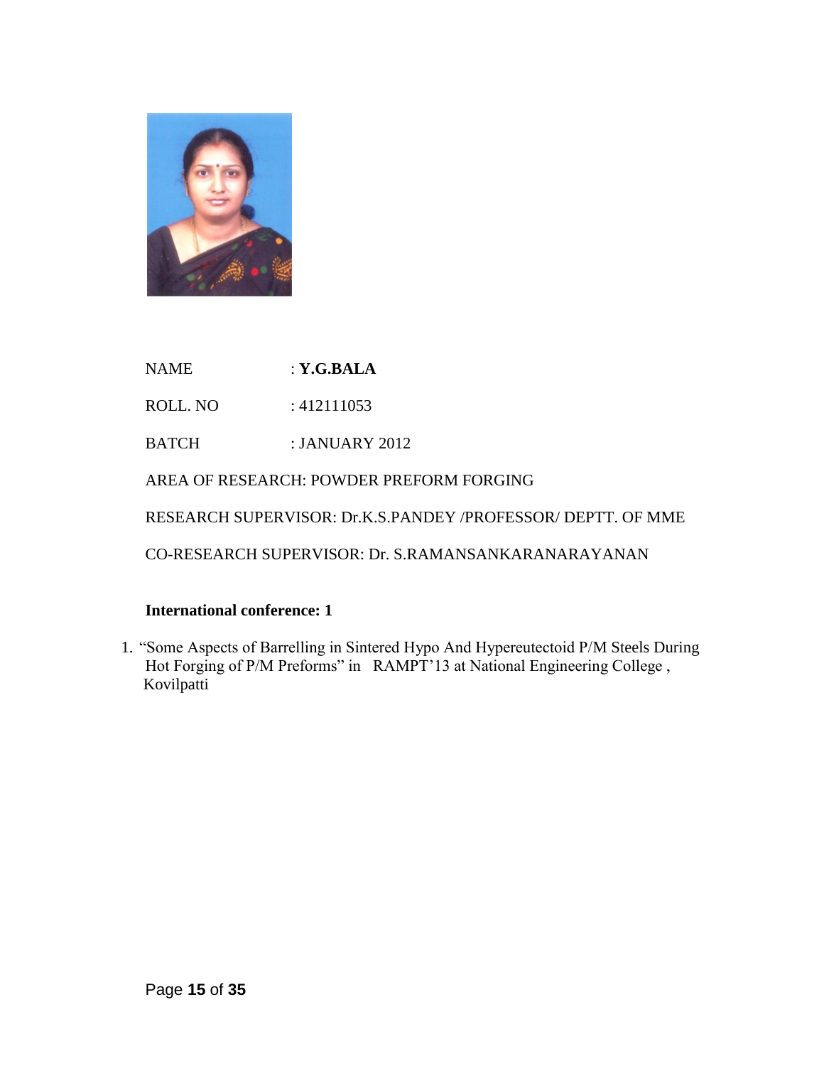NAME : **Y.G.BALA**

ROLL. NO : 412111053

BATCH : JANUARY 2012

AREA OF RESEARCH: POWDER PREFORM FORGING

RESEARCH SUPERVISOR: Dr.K.S.PANDEY /PROFESSOR/ DEPTT. OF MME

CO-RESEARCH SUPERVISOR: Dr. S.RAMANSANKARANARAYANAN

**International conference: 1**

1. "Some Aspects of Barrelling in Sintered Hypo And Hypereutectoid P/M Steels During Hot Forging of P/M Preforms" in RAMPT'13 at National Engineering College , Kovilpatti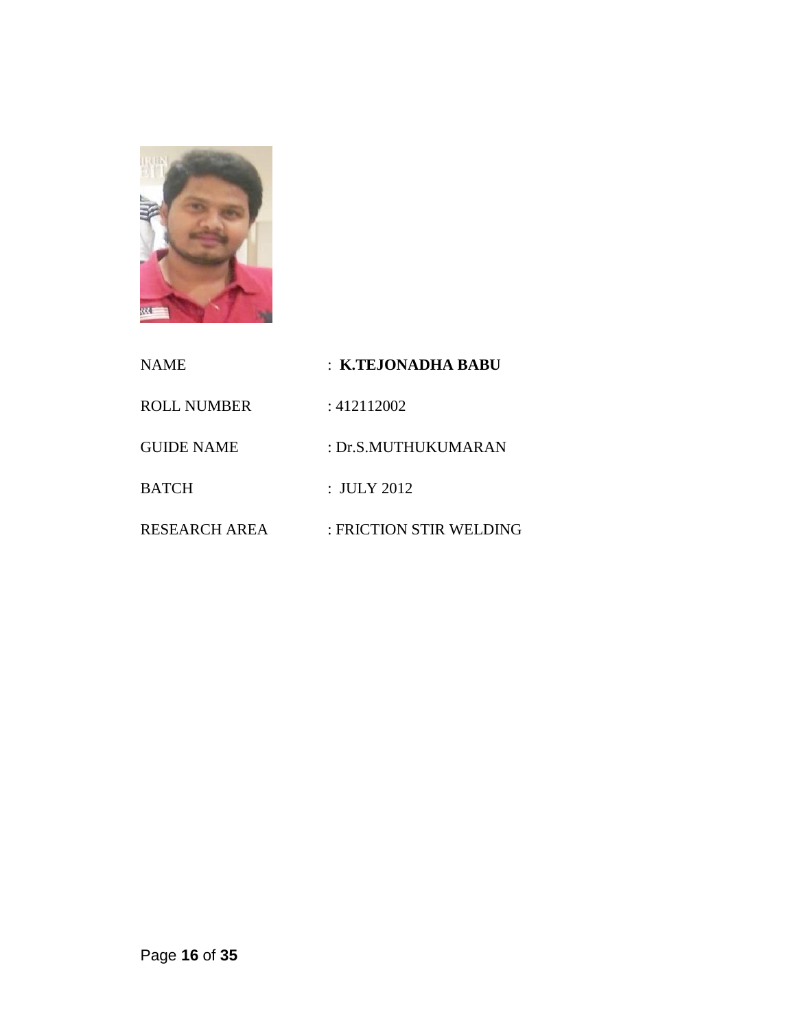| | |
|---|---|
| NAME | : **K.TEJONADHA BABU** |
| ROLL NUMBER | : 412112002 |
| GUIDE NAME | : Dr.S.MUTHUKUMARAN |
| BATCH | : JULY 2012 |
| RESEARCH AREA | : FRICTION STIR WELDING |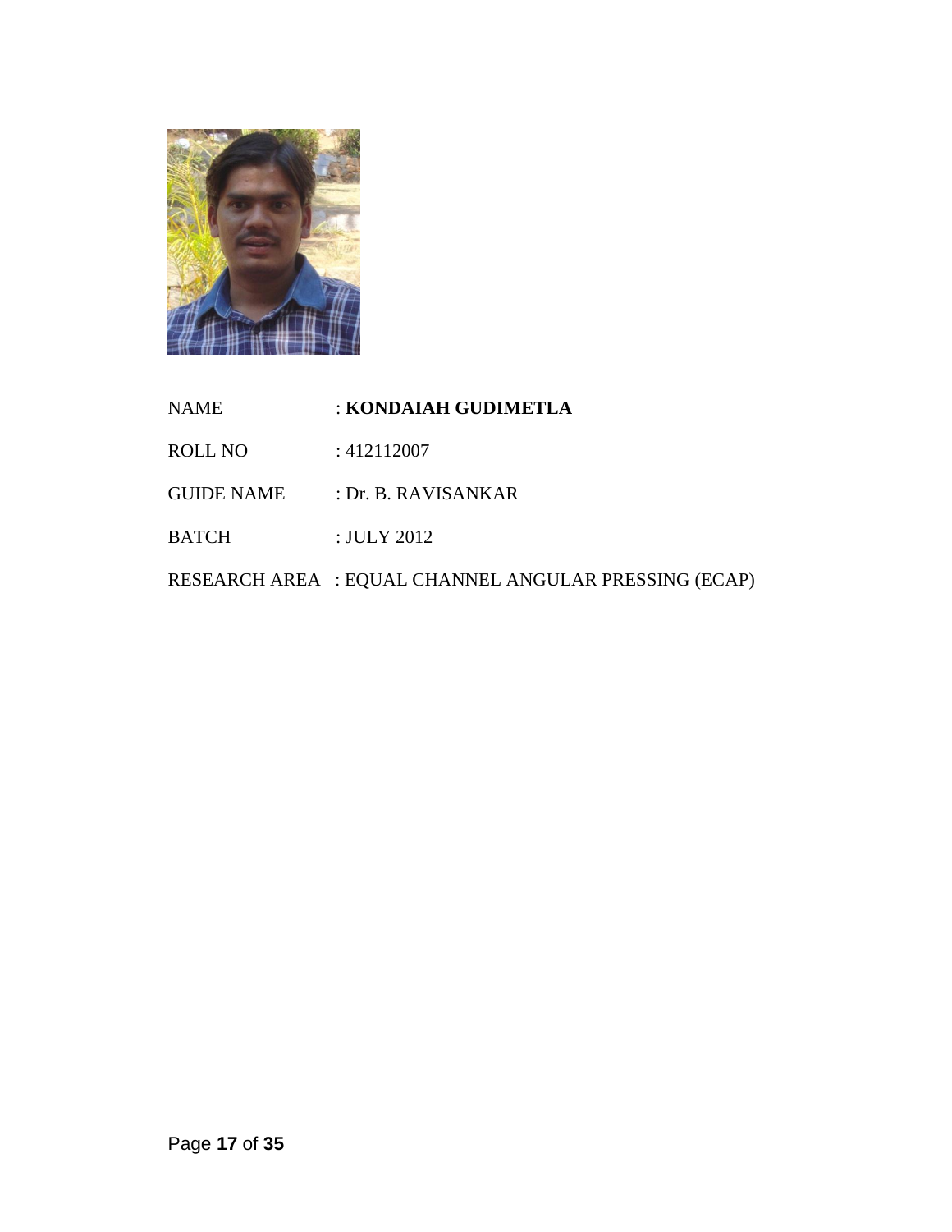| | |
|---|---|
| NAME | : **KONDAIAH GUDIMETLA** |
| ROLL NO | : 412112007 |
| GUIDE NAME | : Dr. B. RAVISANKAR |
| BATCH | : JULY 2012 |
| RESEARCH AREA | : EQUAL CHANNEL ANGULAR PRESSING (ECAP) |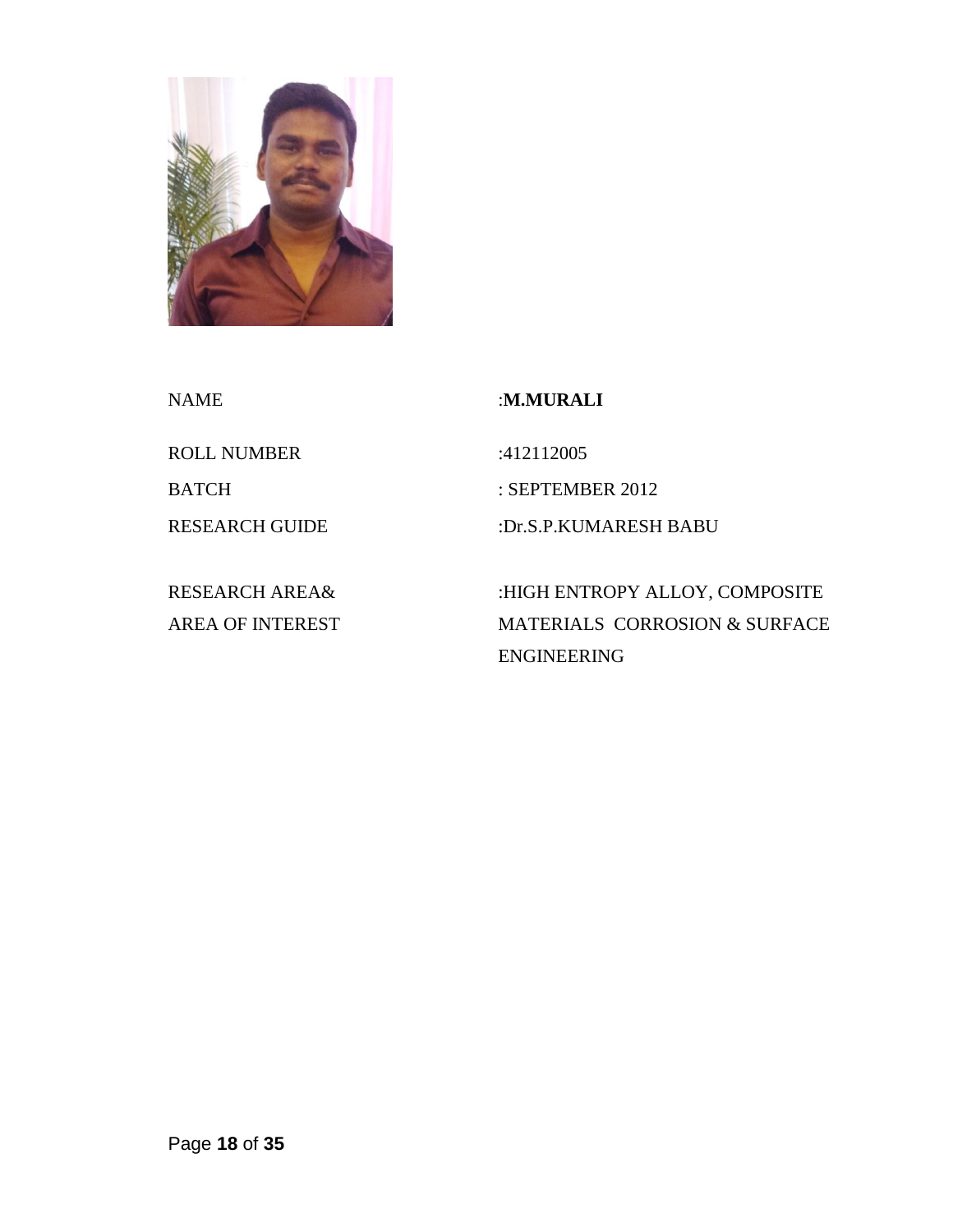| | |
|---|---|
| NAME | :**M.MURALI** |
| ROLL NUMBER | :412112005 |
| BATCH | : SEPTEMBER 2012 |
| RESEARCH GUIDE | :Dr.S.P.KUMARESH BABU |
| RESEARCH AREA& AREA OF INTEREST | :HIGH ENTROPY ALLOY, COMPOSITE MATERIALS CORROSION & SURFACE ENGINEERING |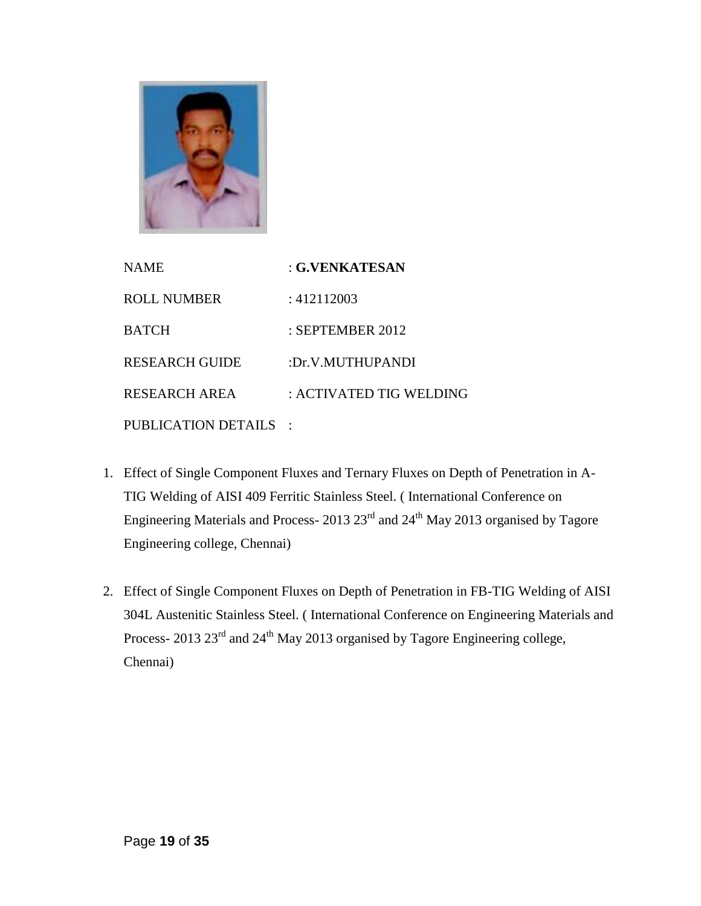| | |
|---|---|
| NAME | : **G.VENKATESAN** |
| ROLL NUMBER | : 412112003 |
| BATCH | : SEPTEMBER 2012 |
| RESEARCH GUIDE | :Dr.V.MUTHUPANDI |
| RESEARCH AREA | : ACTIVATED TIG WELDING |
| PUBLICATION DETAILS | : |

1. Effect of Single Component Fluxes and Ternary Fluxes on Depth of Penetration in A-TIG Welding of AISI 409 Ferritic Stainless Steel. ( International Conference on Engineering Materials and Process- 2013 23rd and 24th May 2013 organised by Tagore Engineering college, Chennai)

2. Effect of Single Component Fluxes on Depth of Penetration in FB-TIG Welding of AISI 304L Austenitic Stainless Steel. ( International Conference on Engineering Materials and Process- 2013 23rd and 24th May 2013 organised by Tagore Engineering college, Chennai)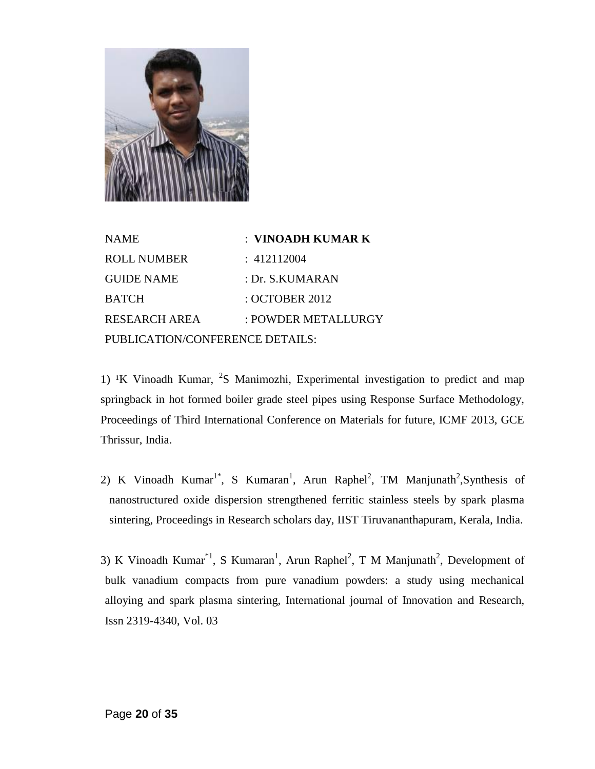| | |
|---|---|
| NAME | : **VINOADH KUMAR K** |
| ROLL NUMBER | : 412112004 |
| GUIDE NAME | : Dr. S.KUMARAN |
| BATCH | : OCTOBER 2012 |
| RESEARCH AREA | : POWDER METALLURGY |

PUBLICATION/CONFERENCE DETAILS:

1) [1]K Vinoadh Kumar, [2]S Manimozhi, Experimental investigation to predict and map springback in hot formed boiler grade steel pipes using Response Surface Methodology, Proceedings of Third International Conference on Materials for future, ICMF 2013, GCE Thrissur, India.

2) K Vinoadh Kumar[1*], S Kumaran[1], Arun Raphel[2], TM Manjunath[2],Synthesis of nanostructured oxide dispersion strengthened ferritic stainless steels by spark plasma sintering, Proceedings in Research scholars day, IIST Tiruvananthapuram, Kerala, India.

3) K Vinoadh Kumar[*1], S Kumaran[1], Arun Raphel[2], T M Manjunath[2], Development of bulk vanadium compacts from pure vanadium powders: a study using mechanical alloying and spark plasma sintering, International journal of Innovation and Research, Issn 2319-4340, Vol. 03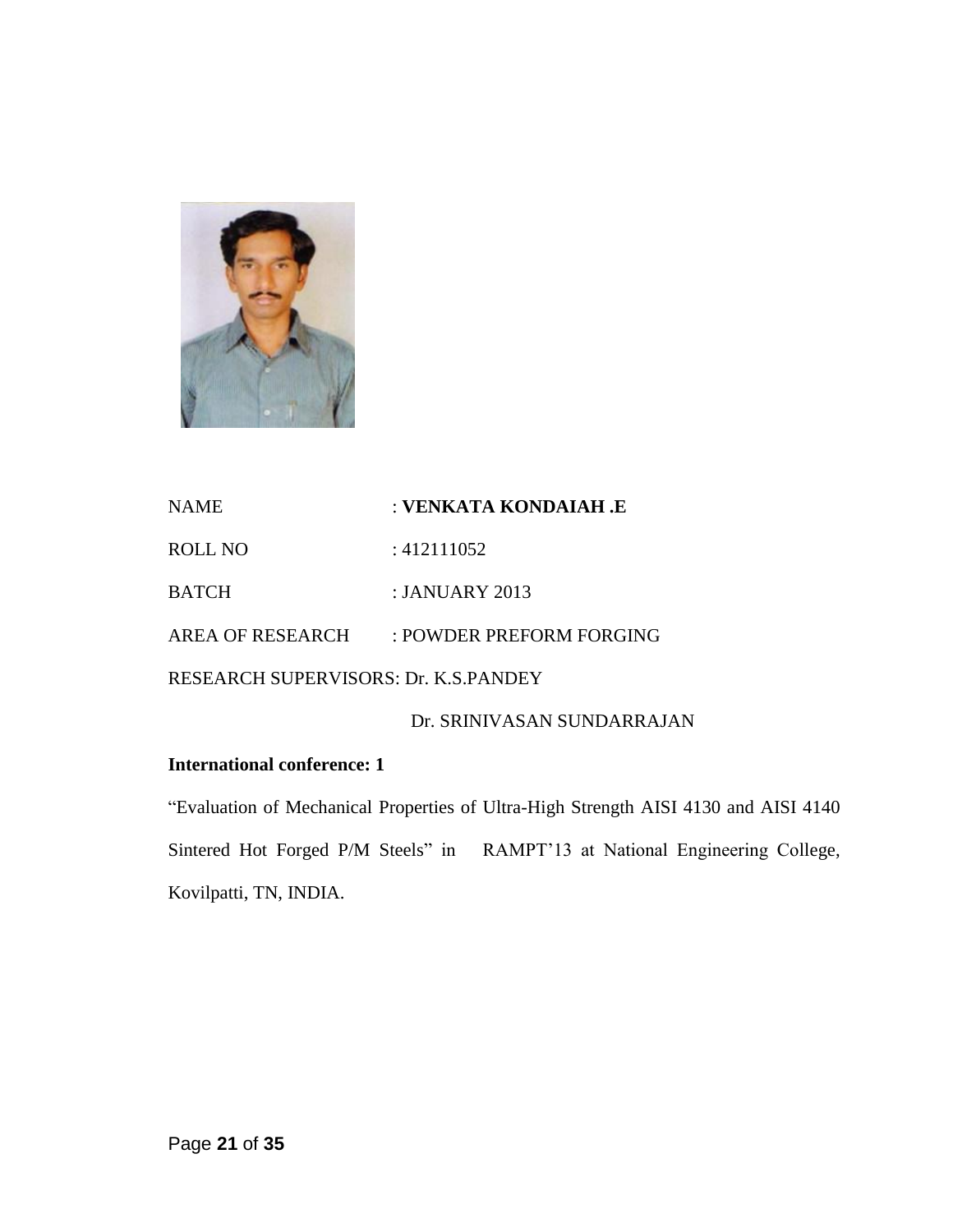NAME : **VENKATA KONDAIAH .E**

ROLL NO : 412111052

BATCH : JANUARY 2013

AREA OF RESEARCH : POWDER PREFORM FORGING

RESEARCH SUPERVISORS: Dr. K.S.PANDEY

Dr. SRINIVASAN SUNDARRAJAN

**International conference: 1**

"Evaluation of Mechanical Properties of Ultra-High Strength AISI 4130 and AISI 4140 Sintered Hot Forged P/M Steels" in RAMPT'13 at National Engineering College, Kovilpatti, TN, INDIA.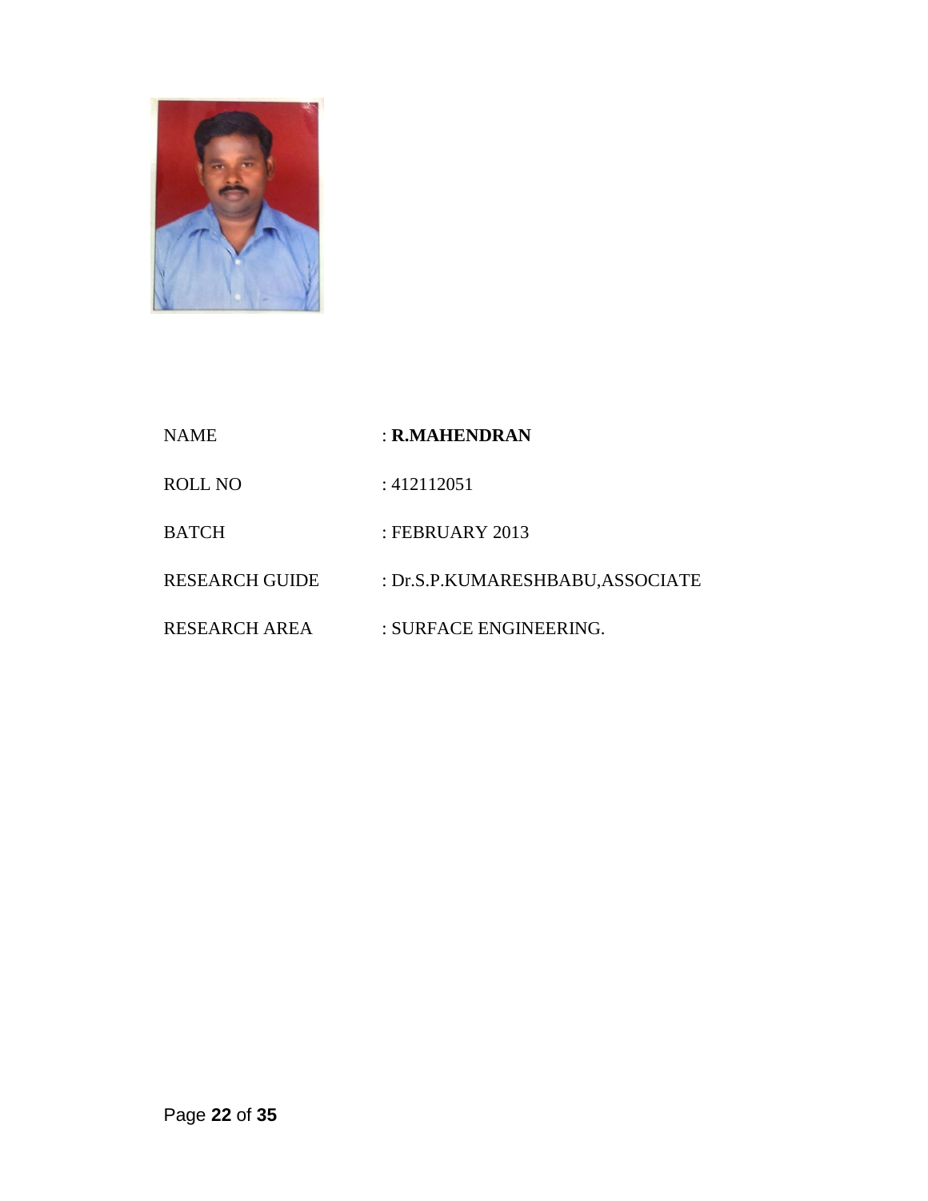| | |
|---|---|
| NAME | : **R.MAHENDRAN** |
| ROLL NO | : 412112051 |
| BATCH | : FEBRUARY 2013 |
| RESEARCH GUIDE | : Dr.S.P.KUMARESHBABU,ASSOCIATE |
| RESEARCH AREA | : SURFACE ENGINEERING. |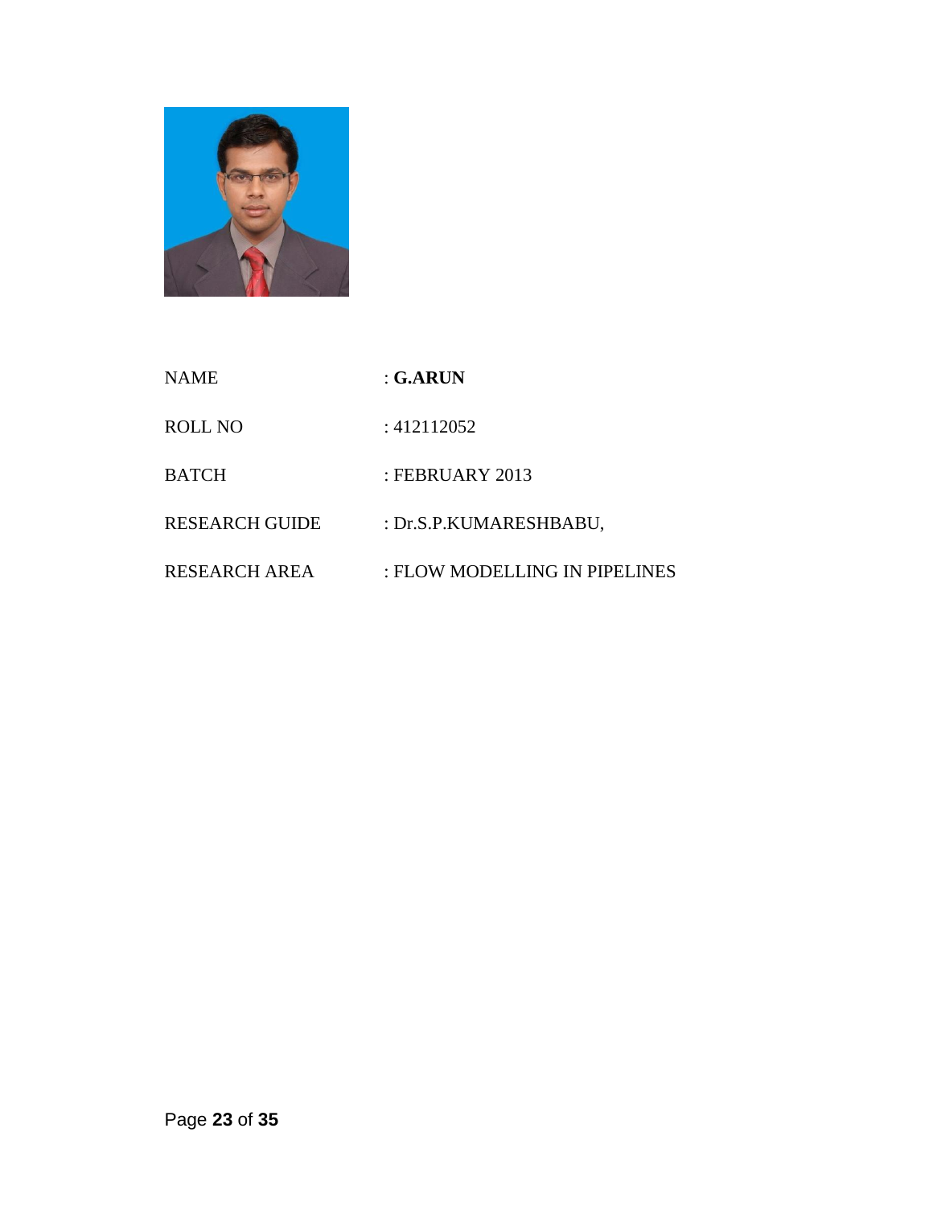| | |
|---|---|
| NAME | : **G.ARUN** |
| ROLL NO | : 412112052 |
| BATCH | : FEBRUARY 2013 |
| RESEARCH GUIDE | : Dr.S.P.KUMARESHBABU, |
| RESEARCH AREA | : FLOW MODELLING IN PIPELINES |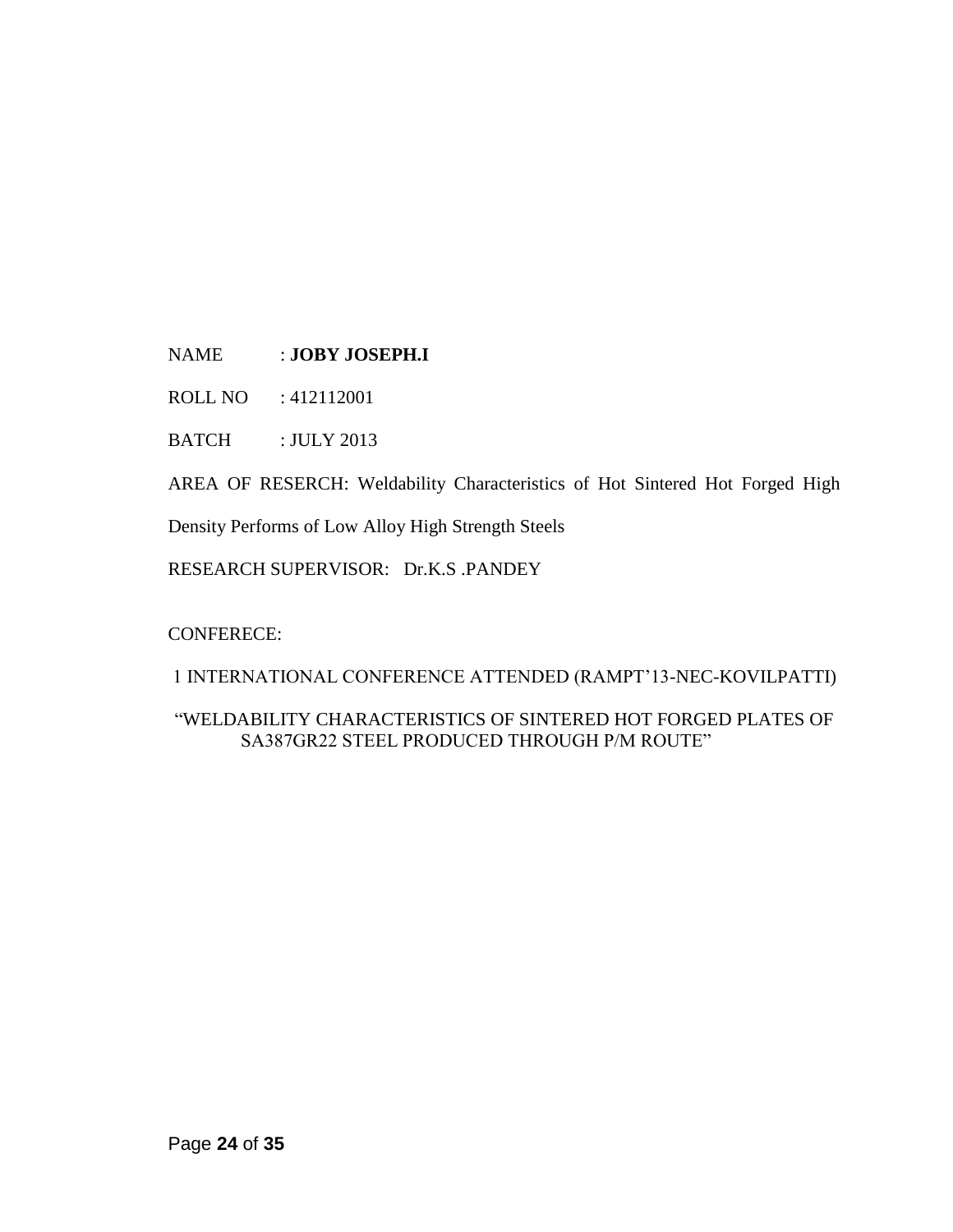NAME : **JOBY JOSEPH.I**

ROLL NO : 412112001

BATCH : JULY 2013

AREA OF RESERCH: Weldability Characteristics of Hot Sintered Hot Forged High Density Performs of Low Alloy High Strength Steels

RESEARCH SUPERVISOR: Dr.K.S .PANDEY

CONFERECE:

1 INTERNATIONAL CONFERENCE ATTENDED (RAMPT'13-NEC-KOVILPATTI)

"WELDABILITY CHARACTERISTICS OF SINTERED HOT FORGED PLATES OF SA387GR22 STEEL PRODUCED THROUGH P/M ROUTE"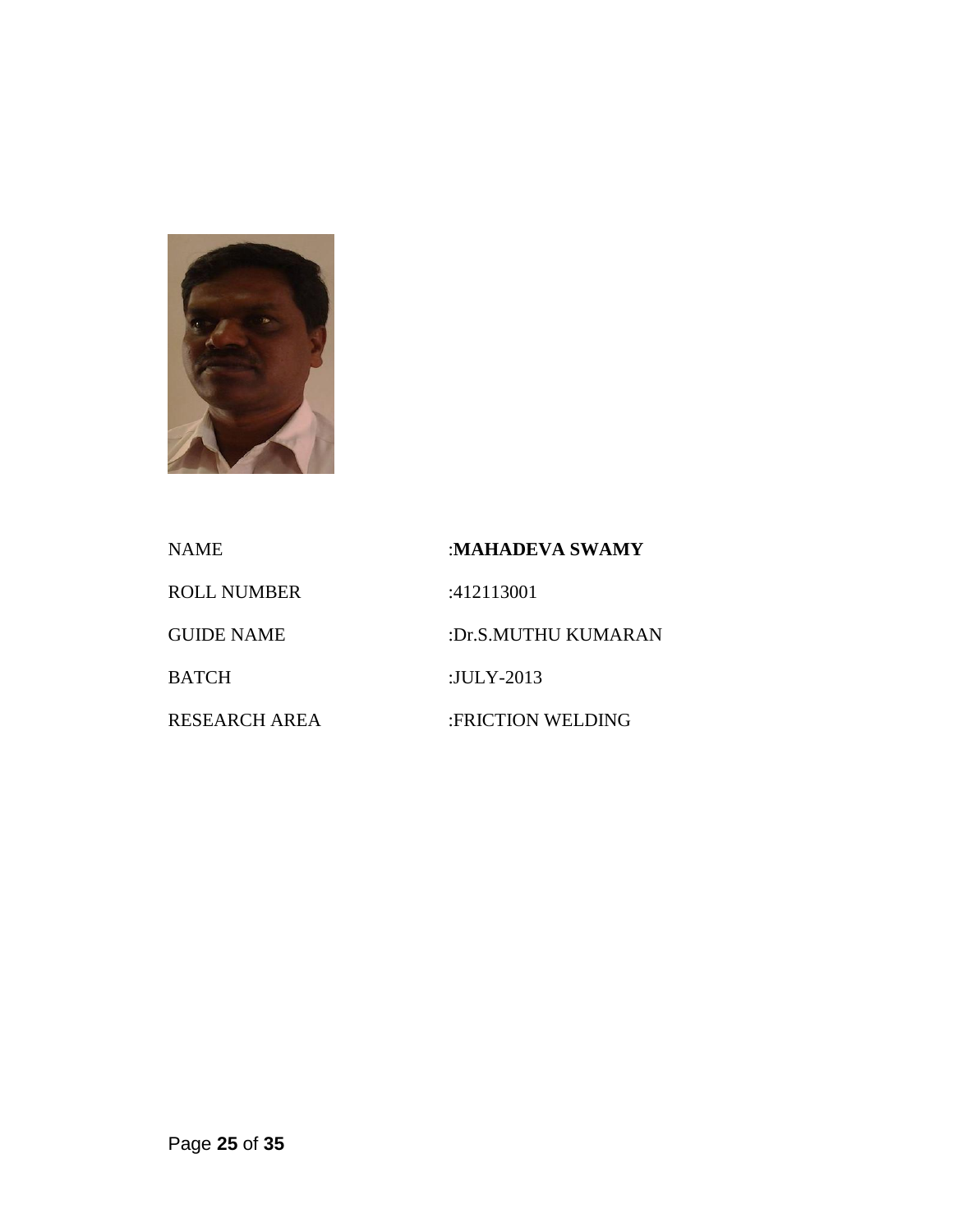| | |
|---|---|
| NAME | :**MAHADEVA SWAMY** |
| ROLL NUMBER | :412113001 |
| GUIDE NAME | :Dr.S.MUTHU KUMARAN |
| BATCH | :JULY-2013 |
| RESEARCH AREA | :FRICTION WELDING |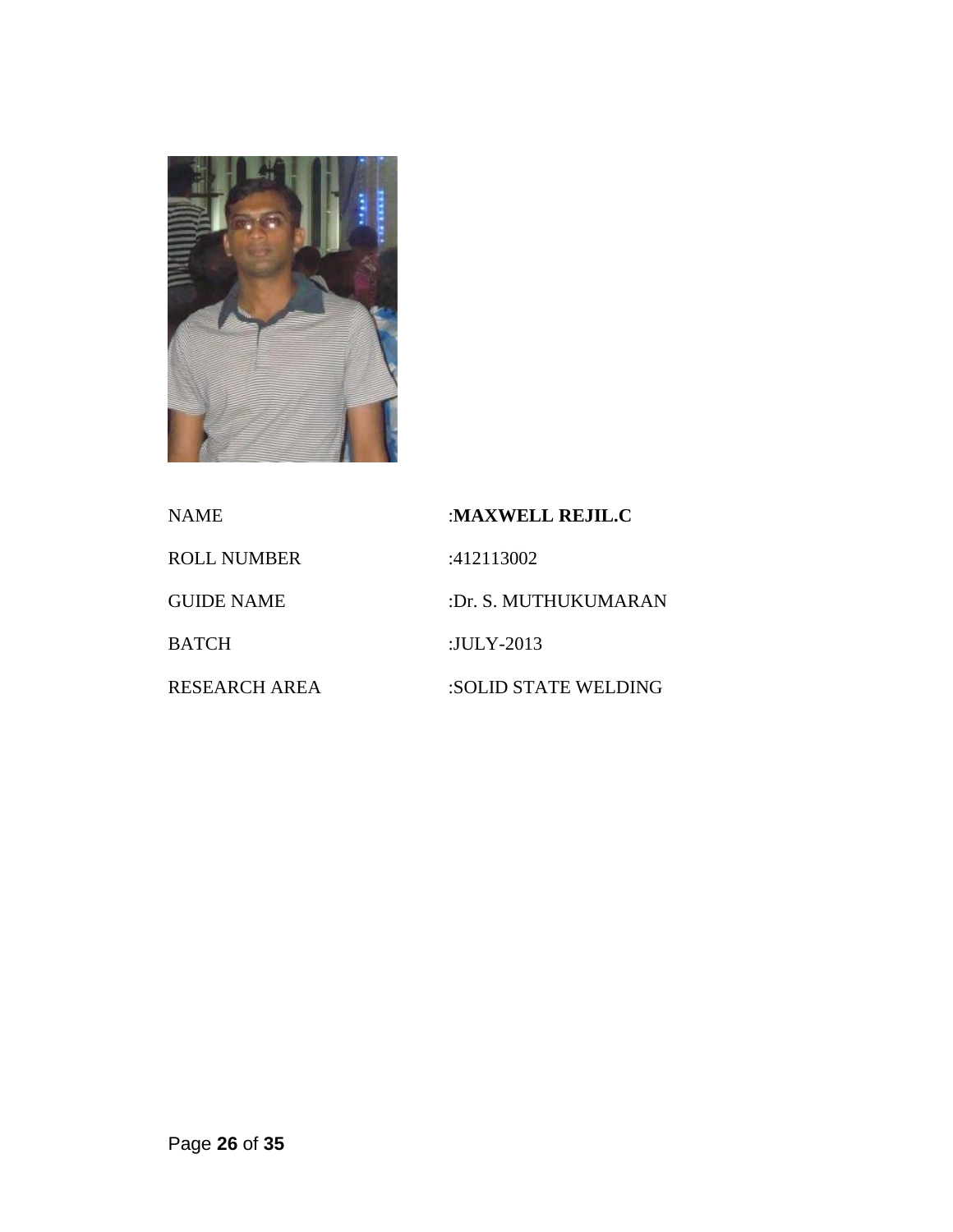| | |
|---|---|
| NAME | :**MAXWELL REJIL.C** |
| ROLL NUMBER | :412113002 |
| GUIDE NAME | :Dr. S. MUTHUKUMARAN |
| BATCH | :JULY-2013 |
| RESEARCH AREA | :SOLID STATE WELDING |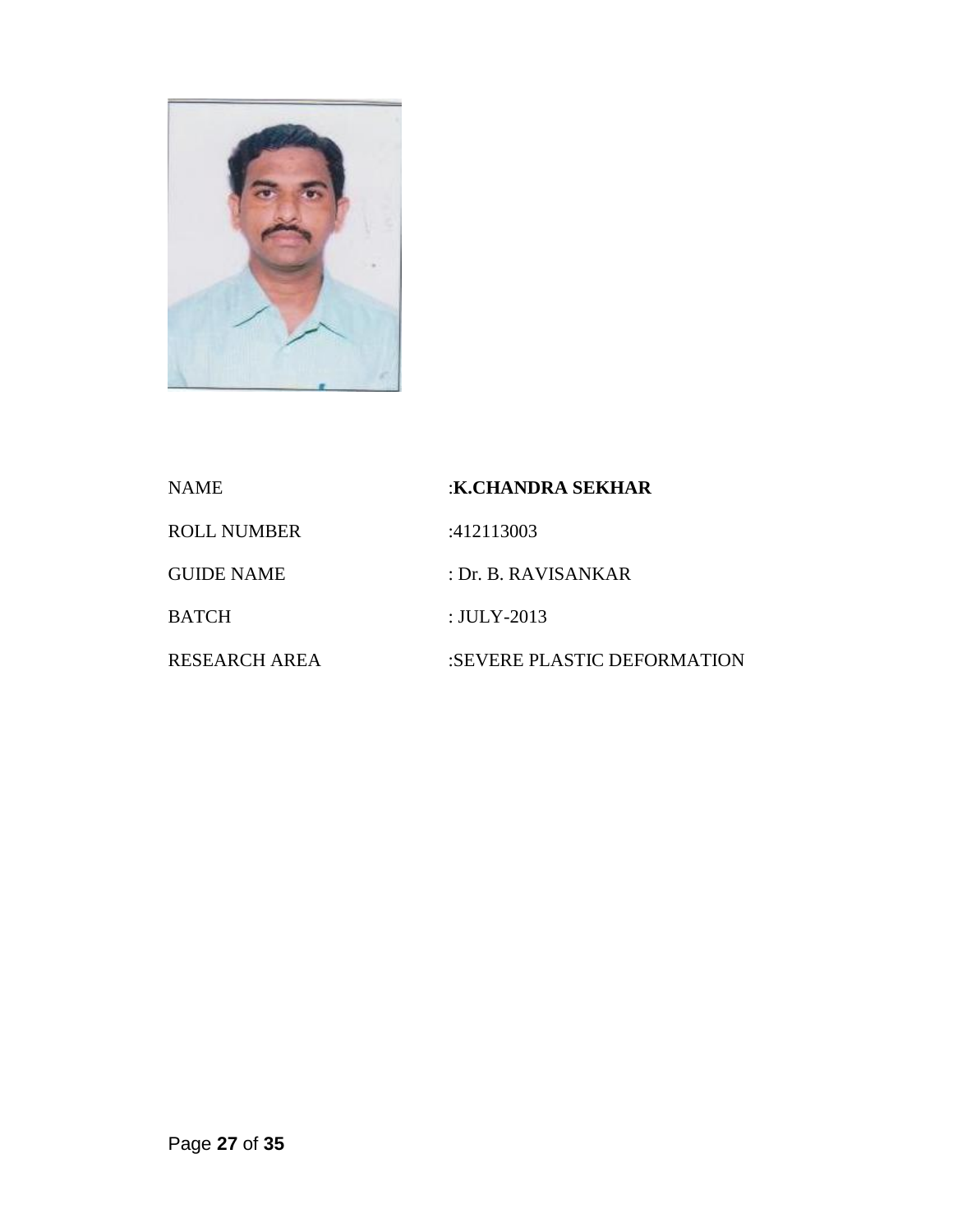NAME :**K.CHANDRA SEKHAR**

ROLL NUMBER :412113003

GUIDE NAME : Dr. B. RAVISANKAR

BATCH : JULY-2013

RESEARCH AREA :SEVERE PLASTIC DEFORMATION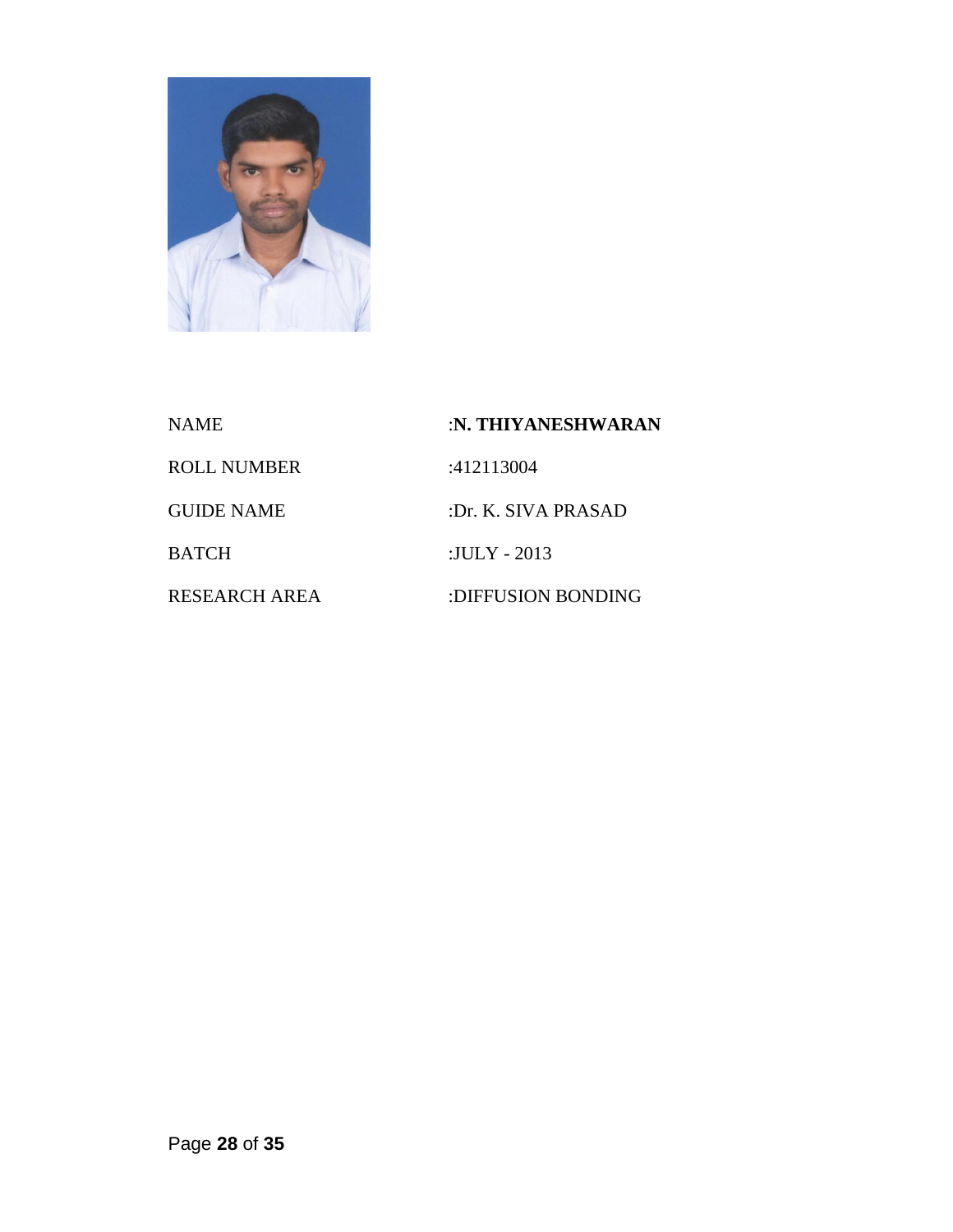| | |
|---|---|
| NAME | :**N. THIYANESHWARAN** |
| ROLL NUMBER | :412113004 |
| GUIDE NAME | :Dr. K. SIVA PRASAD |
| BATCH | :JULY - 2013 |
| RESEARCH AREA | :DIFFUSION BONDING |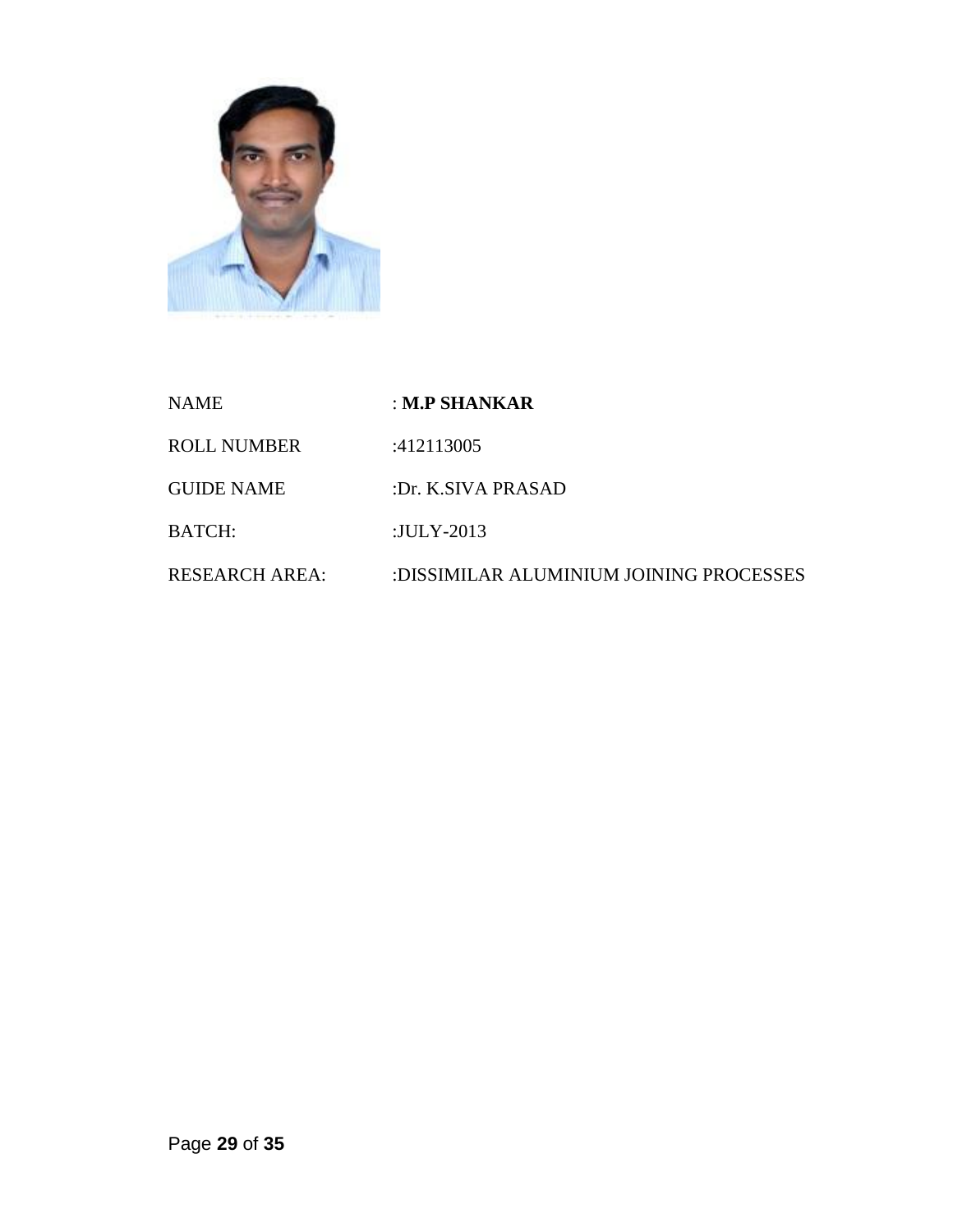NAME : **M.P SHANKAR**

ROLL NUMBER :412113005

GUIDE NAME :Dr. K.SIVA PRASAD

BATCH: :JULY-2013

RESEARCH AREA: :DISSIMILAR ALUMINIUM JOINING PROCESSES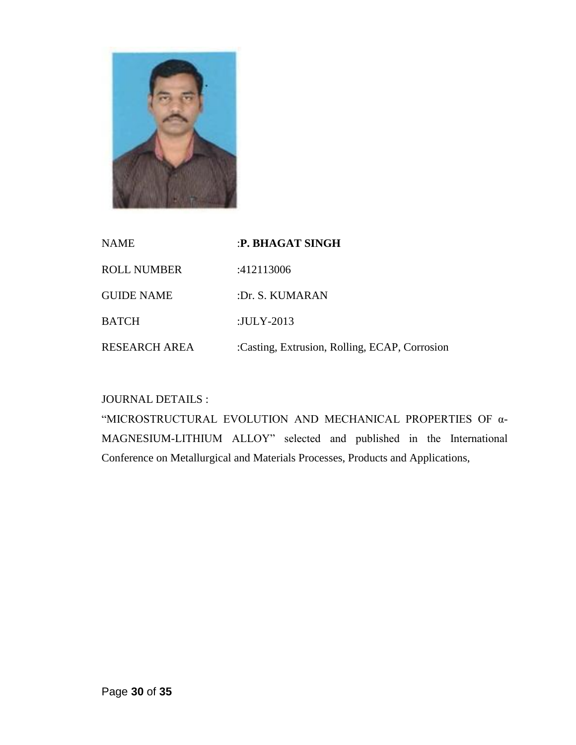NAME :**P. BHAGAT SINGH**

ROLL NUMBER :412113006

GUIDE NAME :Dr. S. KUMARAN

BATCH :JULY-2013

RESEARCH AREA :Casting, Extrusion, Rolling, ECAP, Corrosion

JOURNAL DETAILS :

"MICROSTRUCTURAL EVOLUTION AND MECHANICAL PROPERTIES OF α-MAGNESIUM-LITHIUM ALLOY" selected and published in the International Conference on Metallurgical and Materials Processes, Products and Applications,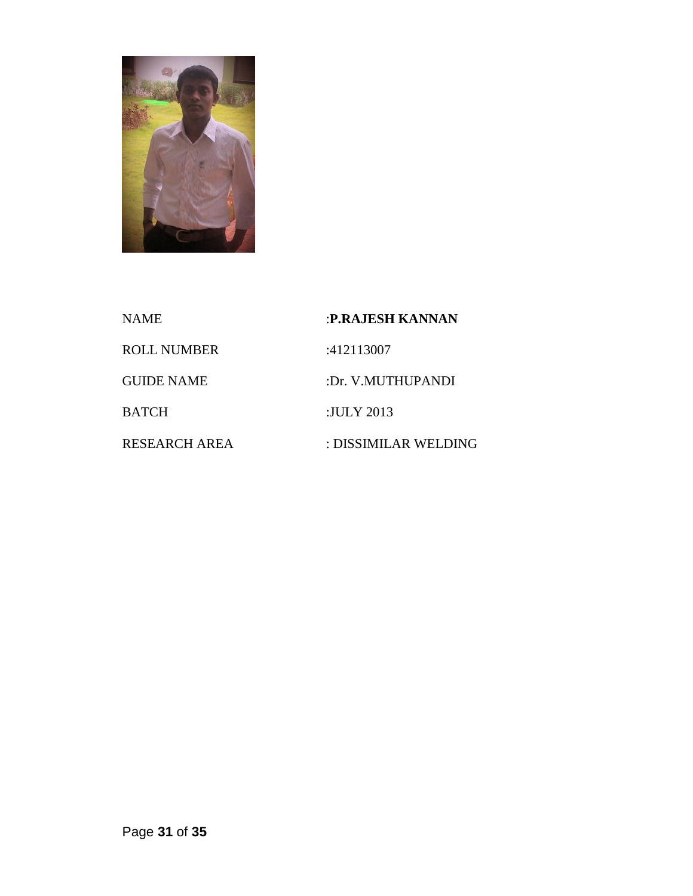| | |
|---|---|
| NAME | :**P.RAJESH KANNAN** |
| ROLL NUMBER | :412113007 |
| GUIDE NAME | :Dr. V.MUTHUPANDI |
| BATCH | :JULY 2013 |
| RESEARCH AREA | : DISSIMILAR WELDING |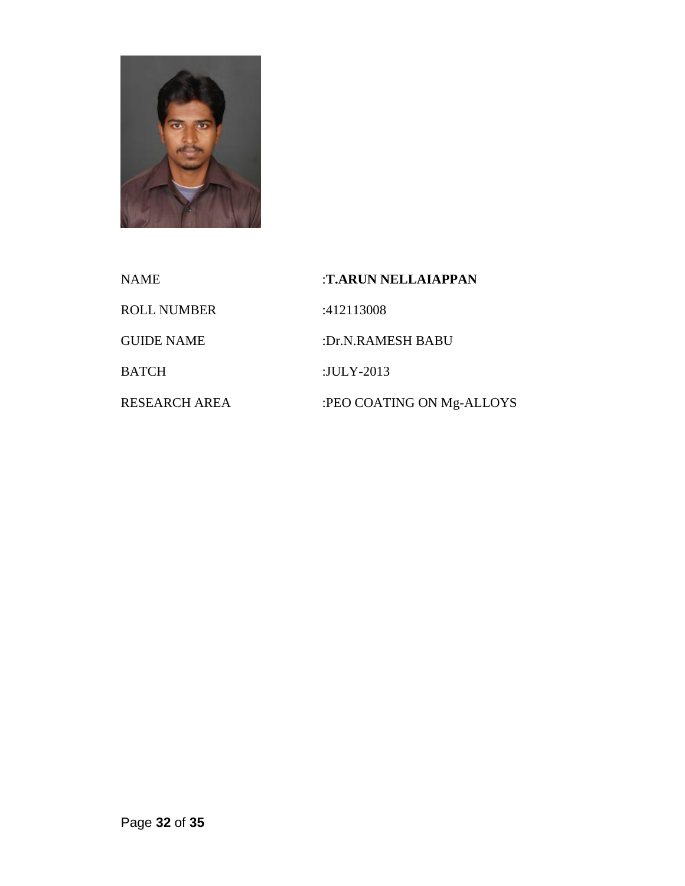| | |
|---|---|
| NAME | :**T.ARUN NELLAIAPPAN** |
| ROLL NUMBER | :412113008 |
| GUIDE NAME | :Dr.N.RAMESH BABU |
| BATCH | :JULY-2013 |
| RESEARCH AREA | :PEO COATING ON Mg-ALLOYS |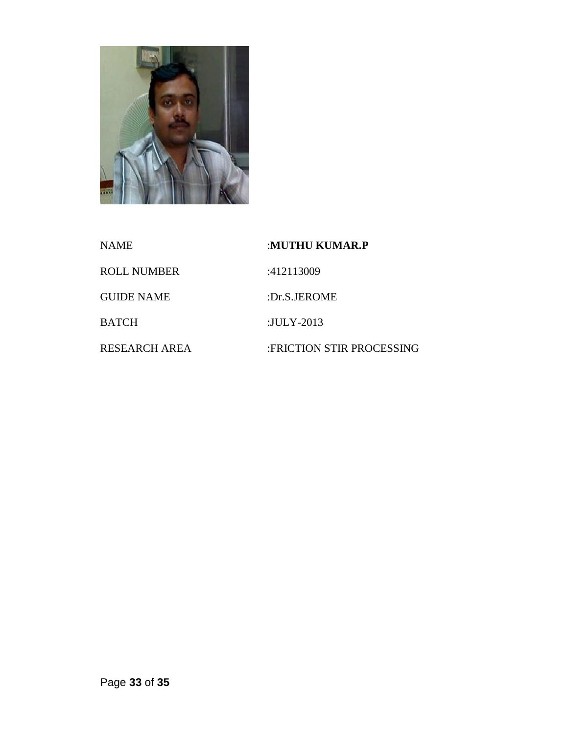| | |
|---|---|
| NAME | :**MUTHU KUMAR.P** |
| ROLL NUMBER | :412113009 |
| GUIDE NAME | :Dr.S.JEROME |
| BATCH | :JULY-2013 |
| RESEARCH AREA | :FRICTION STIR PROCESSING |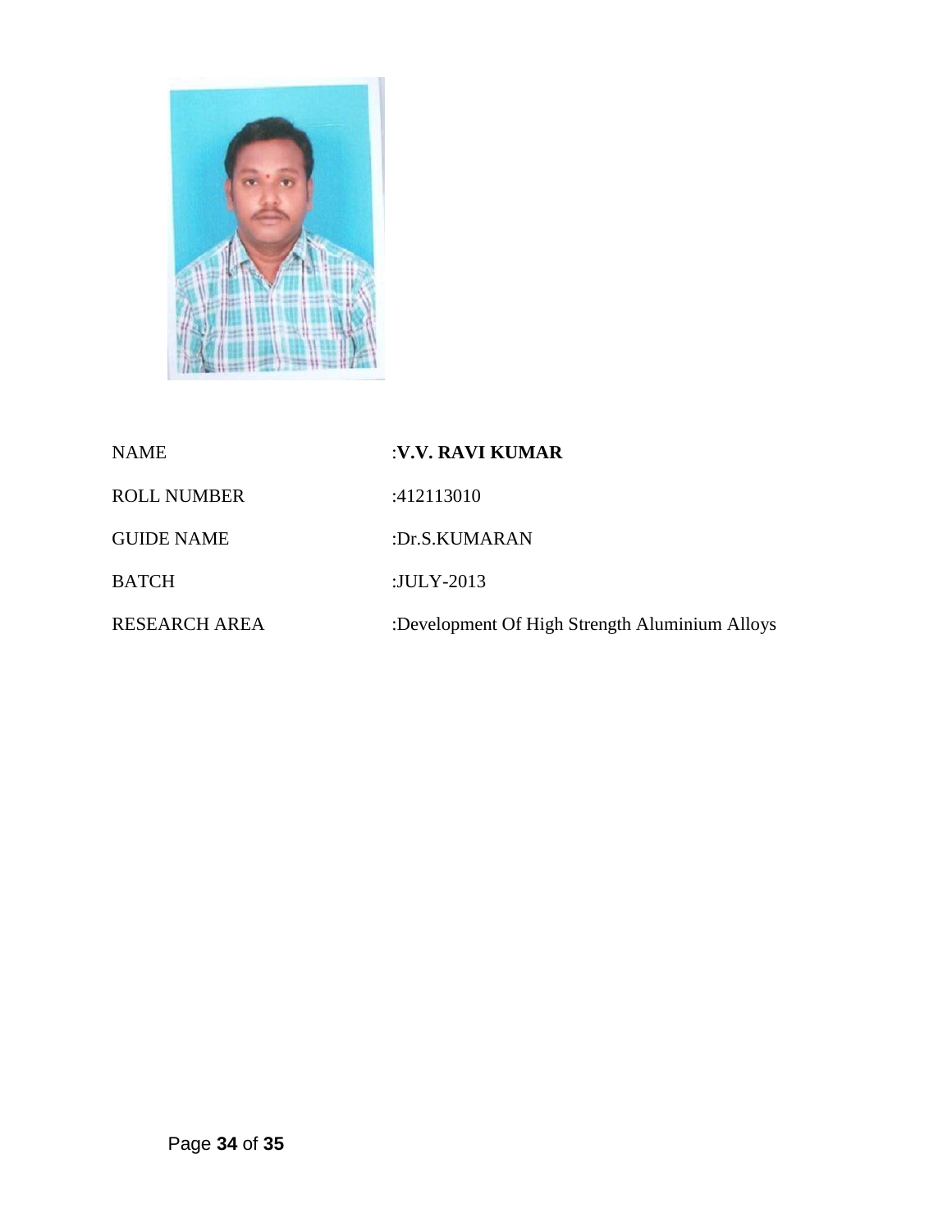| | |
|---|---|
| NAME | :**V.V. RAVI KUMAR** |
| ROLL NUMBER | :412113010 |
| GUIDE NAME | :Dr.S.KUMARAN |
| BATCH | :JULY-2013 |
| RESEARCH AREA | :Development Of High Strength Aluminium Alloys |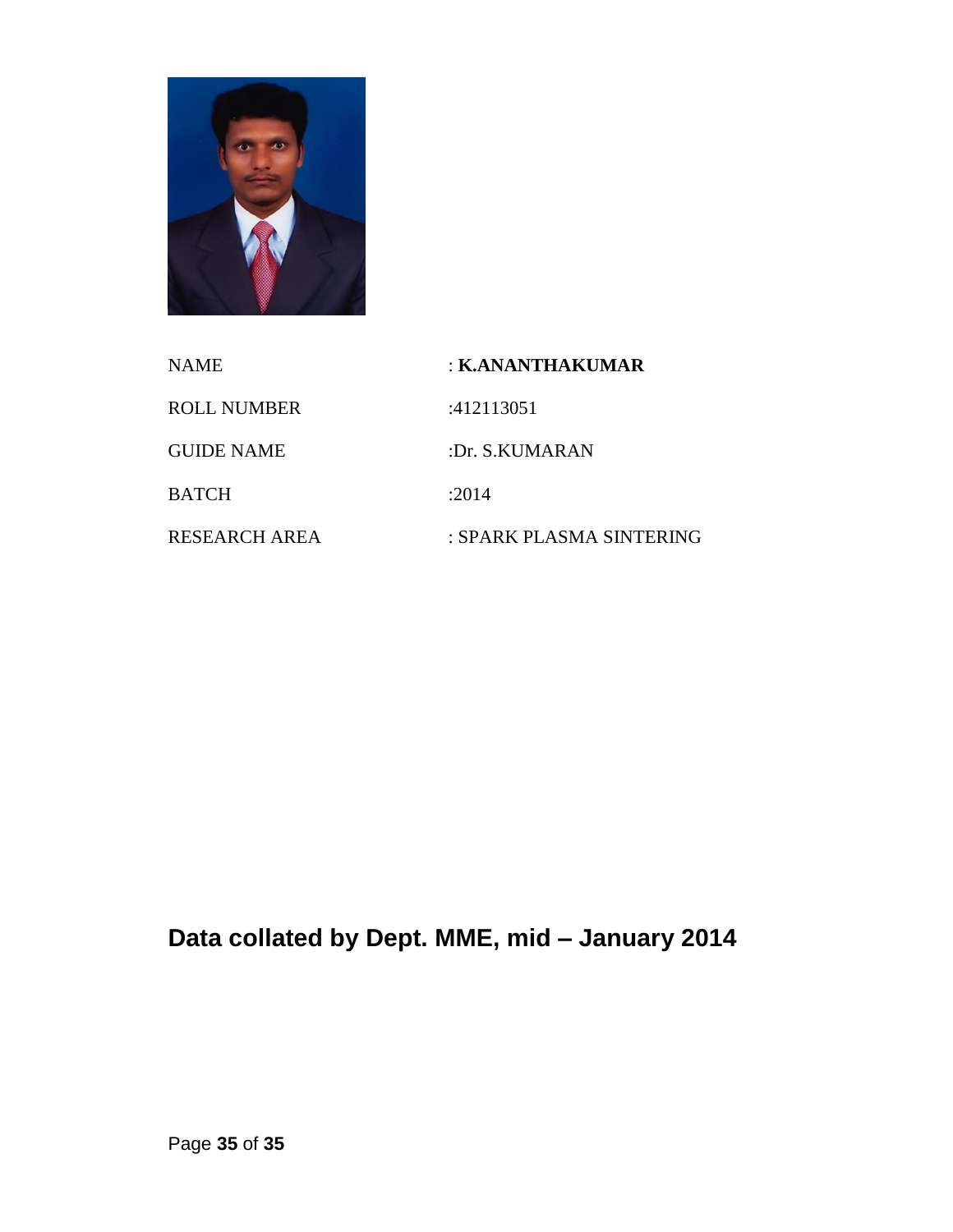| | |
|---|---|
| NAME | : **K.ANANTHAKUMAR** |
| ROLL NUMBER | :412113051 |
| GUIDE NAME | :Dr. S.KUMARAN |
| BATCH | :2014 |
| RESEARCH AREA | : SPARK PLASMA SINTERING |

**Data collated by Dept. MME, mid – January 2014**